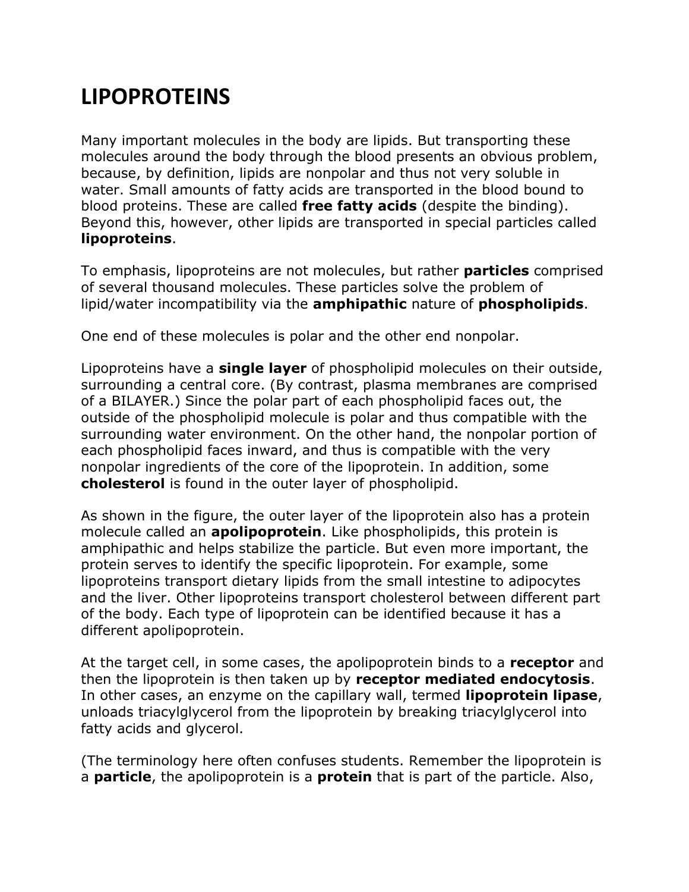# LIPOPROTEINS

Many important molecules in the body are lipids. But transporting these molecules around the body through the blood presents an obvious problem, because, by definition, lipids are nonpolar and thus not very soluble in water. Small amounts of fatty acids are transported in the blood bound to blood proteins. These are called **free fatty acids** (despite the binding). Beyond this, however, other lipids are transported in special particles called **lipoproteins**.

To emphasis, lipoproteins are not molecules, but rather **particles** comprised of several thousand molecules. These particles solve the problem of lipid/water incompatibility via the **amphipathic** nature of **phospholipids**.

One end of these molecules is polar and the other end nonpolar.

Lipoproteins have a **single layer** of phospholipid molecules on their outside, surrounding a central core. (By contrast, plasma membranes are comprised of a BILAYER.) Since the polar part of each phospholipid faces out, the outside of the phospholipid molecule is polar and thus compatible with the surrounding water environment. On the other hand, the nonpolar portion of each phospholipid faces inward, and thus is compatible with the very nonpolar ingredients of the core of the lipoprotein. In addition, some **cholesterol** is found in the outer layer of phospholipid.

As shown in the figure, the outer layer of the lipoprotein also has a protein molecule called an **apolipoprotein**. Like phospholipids, this protein is amphipathic and helps stabilize the particle. But even more important, the protein serves to identify the specific lipoprotein. For example, some lipoproteins transport dietary lipids from the small intestine to adipocytes and the liver. Other lipoproteins transport cholesterol between different part of the body. Each type of lipoprotein can be identified because it has a different apolipoprotein.

At the target cell, in some cases, the apolipoprotein binds to a **receptor** and then the lipoprotein is then taken up by **receptor mediated endocytosis**. In other cases, an enzyme on the capillary wall, termed **lipoprotein lipase**, unloads triacylglycerol from the lipoprotein by breaking triacylglycerol into fatty acids and glycerol.

(The terminology here often confuses students. Remember the lipoprotein is a **particle**, the apolipoprotein is a **protein** that is part of the particle. Also,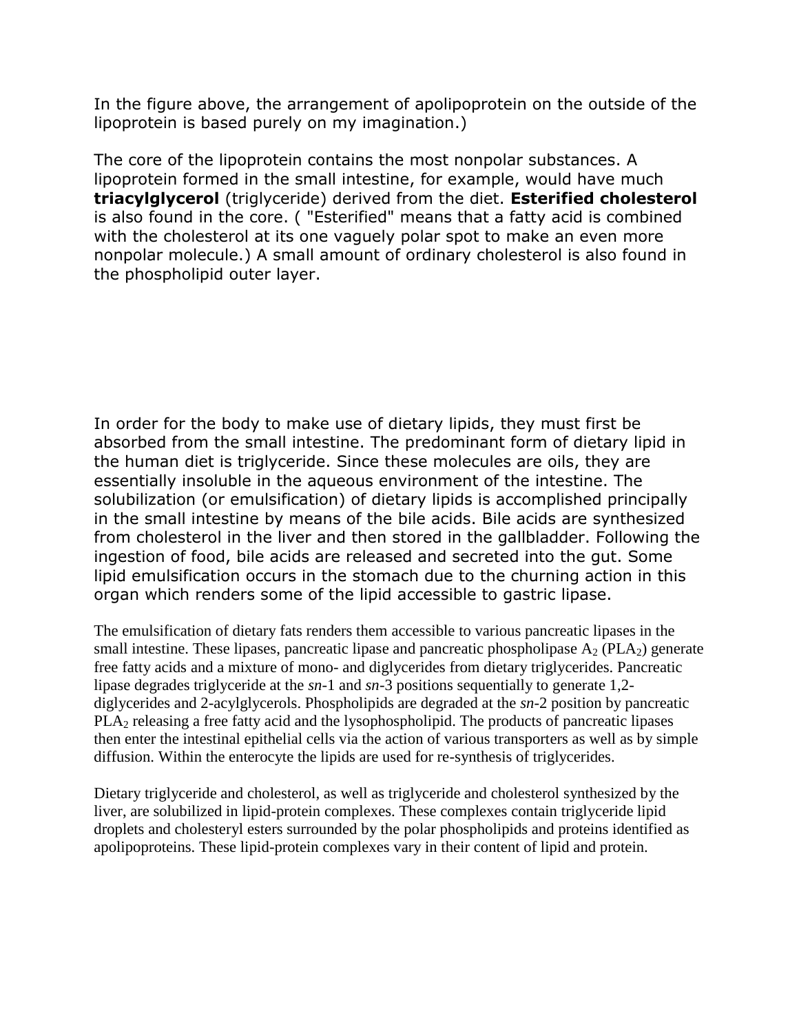In the figure above, the arrangement of apolipoprotein on the outside of the lipoprotein is based purely on my imagination.)

The core of the lipoprotein contains the most nonpolar substances. A lipoprotein formed in the small intestine, for example, would have much **triacylglycerol** (triglyceride) derived from the diet. **Esterified cholesterol** is also found in the core. ( "Esterified" means that a fatty acid is combined with the cholesterol at its one vaguely polar spot to make an even more nonpolar molecule.) A small amount of ordinary cholesterol is also found in the phospholipid outer layer.

In order for the body to make use of dietary lipids, they must first be absorbed from the small intestine. The predominant form of dietary lipid in the human diet is triglyceride. Since these molecules are oils, they are essentially insoluble in the aqueous environment of the intestine. The solubilization (or emulsification) of dietary lipids is accomplished principally in the small intestine by means of the bile acids. Bile acids are synthesized from cholesterol in the liver and then stored in the gallbladder. Following the ingestion of food, bile acids are released and secreted into the gut. Some lipid emulsification occurs in the stomach due to the churning action in this organ which renders some of the lipid accessible to gastric lipase.

The emulsification of dietary fats renders them accessible to various pancreatic lipases in the small intestine. These lipases, pancreatic lipase and pancreatic phospholipase $A_2$ ($PLA_2$) generate free fatty acids and a mixture of mono- and diglycerides from dietary triglycerides. Pancreatic lipase degrades triglyceride at the *sn*-1 and *sn*-3 positions sequentially to generate 1,2-diglycerides and 2-acylglycerols. Phospholipids are degraded at the *sn*-2 position by pancreatic $PLA_2$ releasing a free fatty acid and the lysophospholipid. The products of pancreatic lipases then enter the intestinal epithelial cells via the action of various transporters as well as by simple diffusion. Within the enterocyte the lipids are used for re-synthesis of triglycerides.

Dietary triglyceride and cholesterol, as well as triglyceride and cholesterol synthesized by the liver, are solubilized in lipid-protein complexes. These complexes contain triglyceride lipid droplets and cholesteryl esters surrounded by the polar phospholipids and proteins identified as apolipoproteins. These lipid-protein complexes vary in their content of lipid and protein.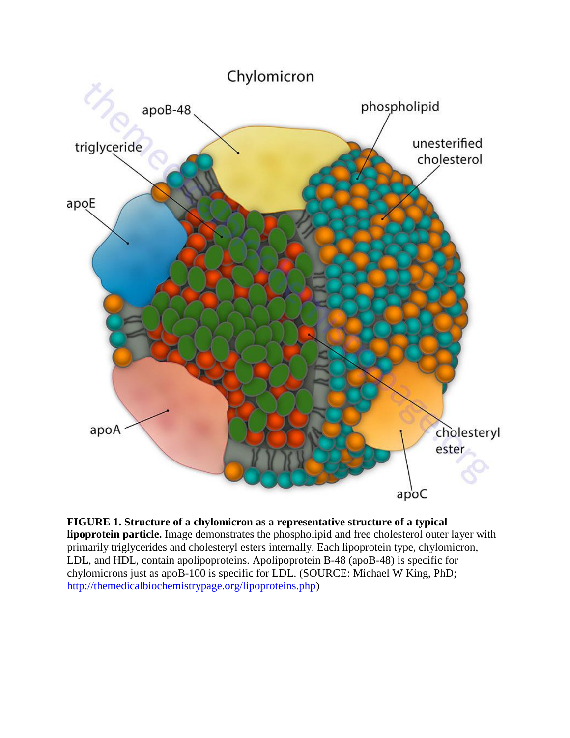**FIGURE 1. Structure of a chylomicron as a representative structure of a typical lipoprotein particle.** Image demonstrates the phospholipid and free cholesterol outer layer with primarily triglycerides and cholesteryl esters internally. Each lipoprotein type, chylomicron, LDL, and HDL, contain apolipoproteins. Apolipoprotein B-48 (apoB-48) is specific for chylomicrons just as apoB-100 is specific for LDL. (SOURCE: Michael W King, PhD; http://themedicalbiochemistrypage.org/lipoproteins.php)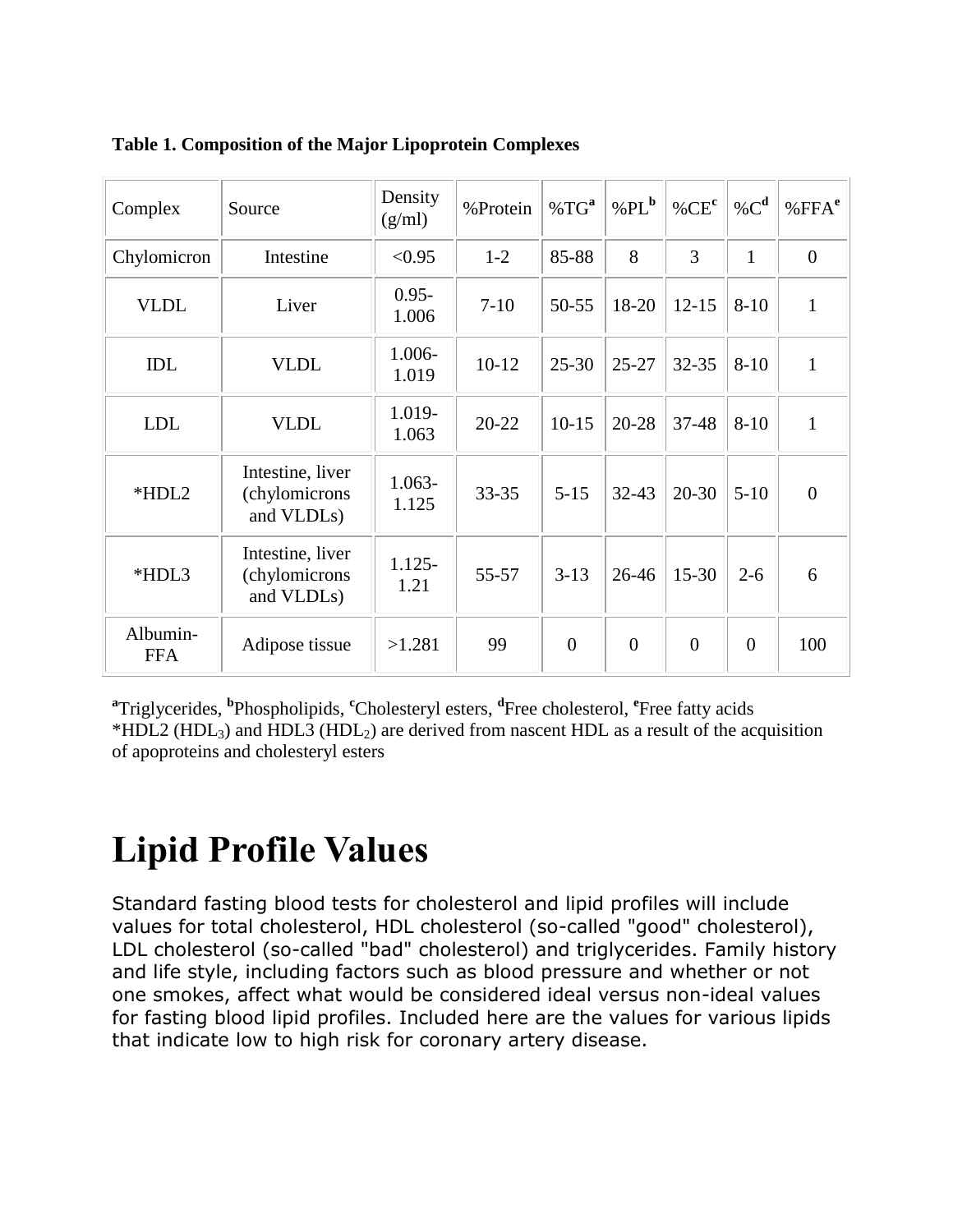**Table 1. Composition of the Major Lipoprotein Complexes**

| Complex | Source | Density (g/ml) | %Protein | %TG[a] | %PL[b] | %CE[c] | %C[d] | %FFA[e] |
|---|---|---|---|---|---|---|---|---|
| Chylomicron | Intestine | <0.95 | 1-2 | 85-88 | 8 | 3 | 1 | 0 |
| VLDL | Liver | 0.95-1.006 | 7-10 | 50-55 | 18-20 | 12-15 | 8-10 | 1 |
| IDL | VLDL | 1.006-1.019 | 10-12 | 25-30 | 25-27 | 32-35 | 8-10 | 1 |
| LDL | VLDL | 1.019-1.063 | 20-22 | 10-15 | 20-28 | 37-48 | 8-10 | 1 |
| *HDL2 | Intestine, liver (chylomicrons and VLDLs) | 1.063-1.125 | 33-35 | 5-15 | 32-43 | 20-30 | 5-10 | 0 |
| *HDL3 | Intestine, liver (chylomicrons and VLDLs) | 1.125-1.21 | 55-57 | 3-13 | 26-46 | 15-30 | 2-6 | 6 |
| Albumin-FFA | Adipose tissue | >1.281 | 99 | 0 | 0 | 0 | 0 | 100 |

[a]Triglycerides, [b]Phospholipids, [c]Cholesteryl esters, [d]Free cholesterol, [e]Free fatty acids
*HDL2 ($HDL_3$) and HDL3 ($HDL_2$) are derived from nascent HDL as a result of the acquisition of apoproteins and cholesteryl esters

# Lipid Profile Values

Standard fasting blood tests for cholesterol and lipid profiles will include values for total cholesterol, HDL cholesterol (so-called "good" cholesterol), LDL cholesterol (so-called "bad" cholesterol) and triglycerides. Family history and life style, including factors such as blood pressure and whether or not one smokes, affect what would be considered ideal versus non-ideal values for fasting blood lipid profiles. Included here are the values for various lipids that indicate low to high risk for coronary artery disease.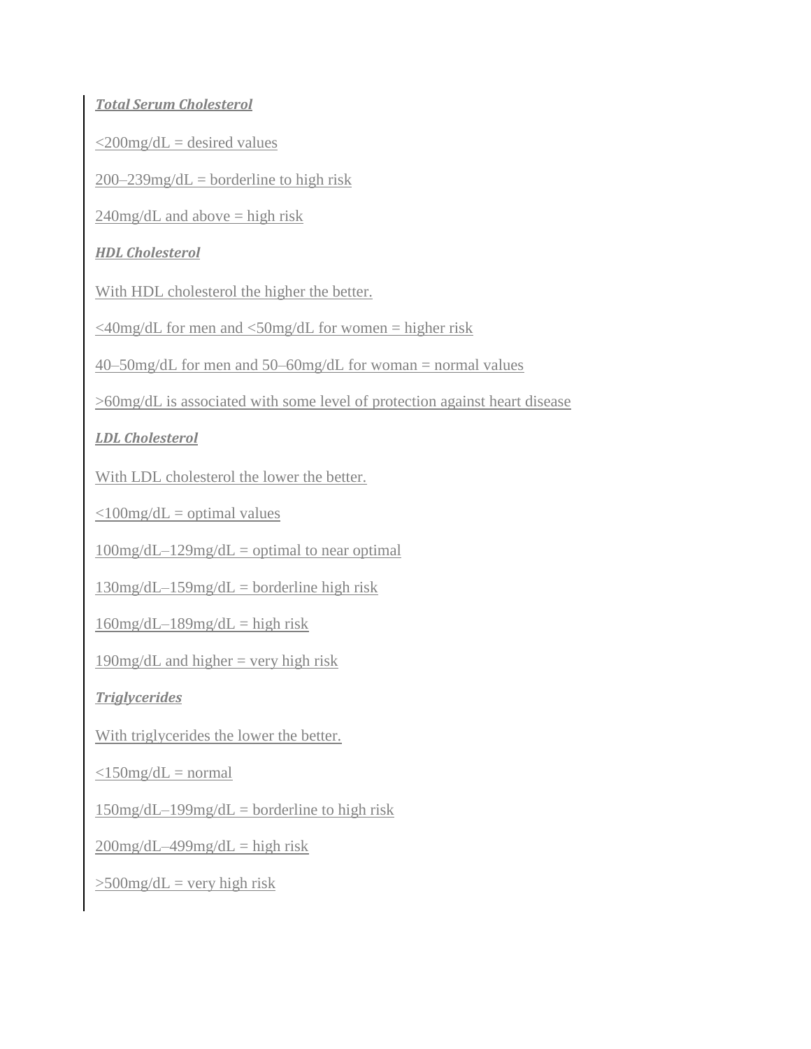***Total Serum Cholesterol***

<200mg/dL = desired values

200–239mg/dL = borderline to high risk

240mg/dL and above = high risk

***HDL Cholesterol***

With HDL cholesterol the higher the better.

<40mg/dL for men and <50mg/dL for women = higher risk

40–50mg/dL for men and 50–60mg/dL for woman = normal values

>60mg/dL is associated with some level of protection against heart disease

***LDL Cholesterol***

With LDL cholesterol the lower the better.

<100mg/dL = optimal values

100mg/dL–129mg/dL = optimal to near optimal

130mg/dL–159mg/dL = borderline high risk

160mg/dL–189mg/dL = high risk

190mg/dL and higher = very high risk

***Triglycerides***

With triglycerides the lower the better.

<150mg/dL = normal

150mg/dL–199mg/dL = borderline to high risk

200mg/dL–499mg/dL = high risk

>500mg/dL = very high risk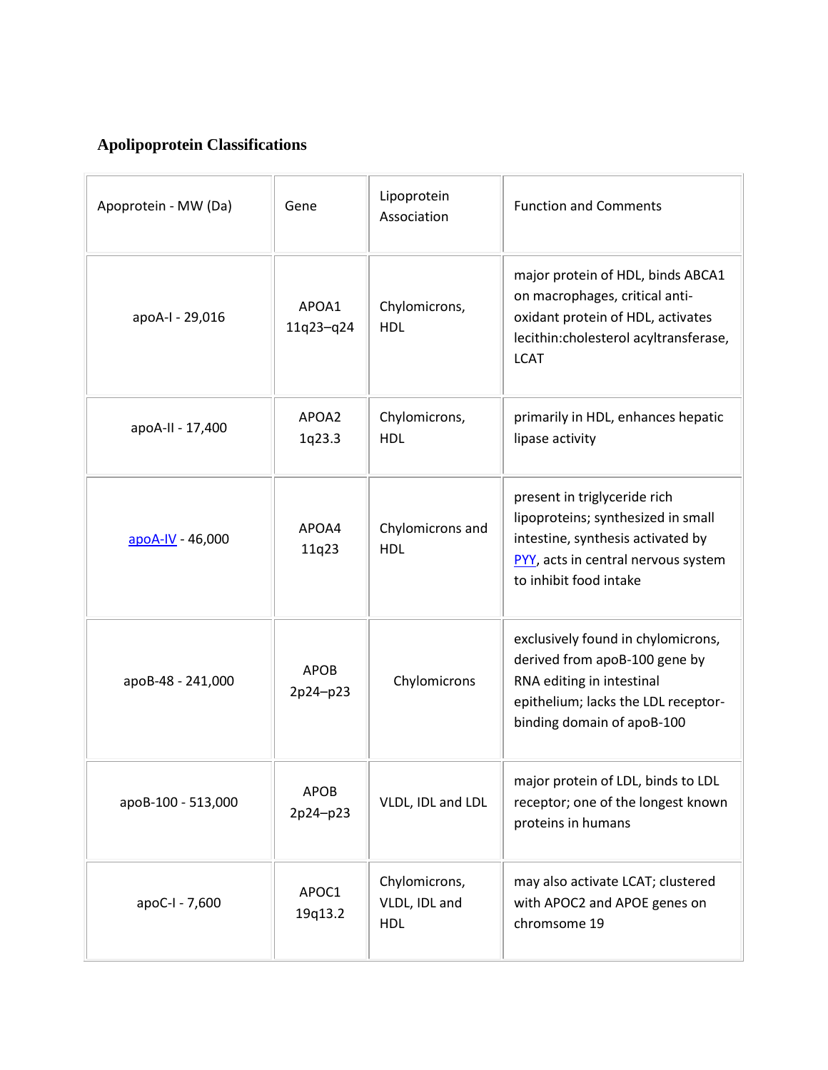### Apolipoprotein Classifications

| Apoprotein - MW (Da) | Gene | Lipoprotein Association | Function and Comments |
|---|---|---|---|
| apoA-I - 29,016 | APOA1 11q23–q24 | Chylomicrons, HDL | major protein of HDL, binds ABCA1 on macrophages, critical anti-oxidant protein of HDL, activates lecithin:cholesterol acyltransferase, LCAT |
| apoA-II - 17,400 | APOA2 1q23.3 | Chylomicrons, HDL | primarily in HDL, enhances hepatic lipase activity |
| apoA-IV - 46,000 | APOA4 11q23 | Chylomicrons and HDL | present in triglyceride rich lipoproteins; synthesized in small intestine, synthesis activated by PYY, acts in central nervous system to inhibit food intake |
| apoB-48 - 241,000 | APOB 2p24–p23 | Chylomicrons | exclusively found in chylomicrons, derived from apoB-100 gene by RNA editing in intestinal epithelium; lacks the LDL receptor-binding domain of apoB-100 |
| apoB-100 - 513,000 | APOB 2p24–p23 | VLDL, IDL and LDL | major protein of LDL, binds to LDL receptor; one of the longest known proteins in humans |
| apoC-I - 7,600 | APOC1 19q13.2 | Chylomicrons, VLDL, IDL and HDL | may also activate LCAT; clustered with APOC2 and APOE genes on chromsome 19 |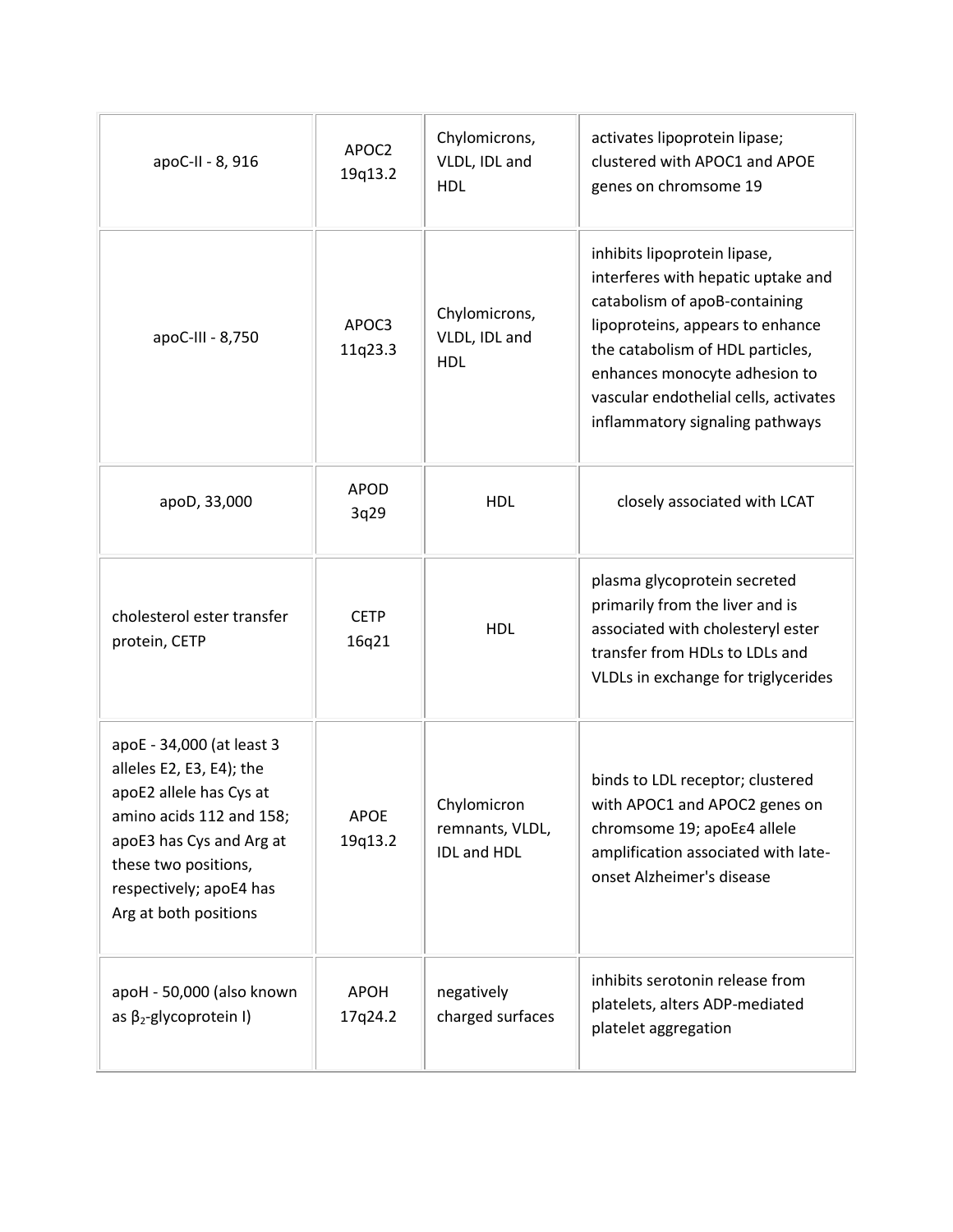| | | | |
|---|---|---|---|
| apoC-II - 8, 916 | APOC2 19q13.2 | Chylomicrons, VLDL, IDL and HDL | activates lipoprotein lipase; clustered with APOC1 and APOE genes on chromsome 19 |
| apoC-III - 8,750 | APOC3 11q23.3 | Chylomicrons, VLDL, IDL and HDL | inhibits lipoprotein lipase, interferes with hepatic uptake and catabolism of apoB-containing lipoproteins, appears to enhance the catabolism of HDL particles, enhances monocyte adhesion to vascular endothelial cells, activates inflammatory signaling pathways |
| apoD, 33,000 | APOD 3q29 | HDL | closely associated with LCAT |
| cholesterol ester transfer protein, CETP | CETP 16q21 | HDL | plasma glycoprotein secreted primarily from the liver and is associated with cholesteryl ester transfer from HDLs to LDLs and VLDLs in exchange for triglycerides |
| apoE - 34,000 (at least 3 alleles E2, E3, E4); the apoE2 allele has Cys at amino acids 112 and 158; apoE3 has Cys and Arg at these two positions, respectively; apoE4 has Arg at both positions | APOE 19q13.2 | Chylomicron remnants, VLDL, IDL and HDL | binds to LDL receptor; clustered with APOC1 and APOC2 genes on chromsome 19; apoEε4 allele amplification associated with late-onset Alzheimer's disease |
| apoH - 50,000 (also known as $\beta_2$-glycoprotein I) | APOH 17q24.2 | negatively charged surfaces | inhibits serotonin release from platelets, alters ADP-mediated platelet aggregation |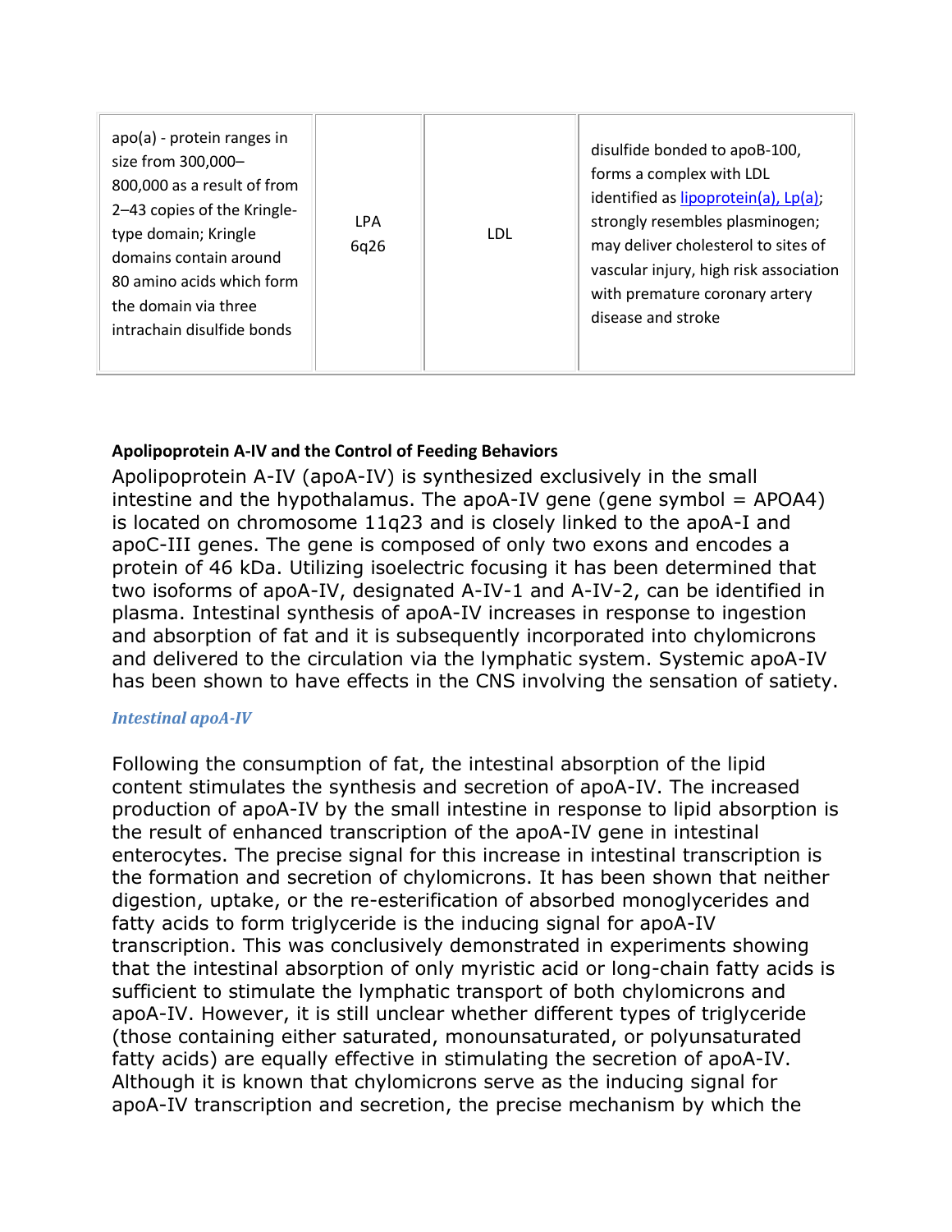| apo(a) - protein ranges in size from 300,000–800,000 as a result of from 2–43 copies of the Kringle-type domain; Kringle domains contain around 80 amino acids which form the domain via three intrachain disulfide bonds | LPA 6q26 | LDL | disulfide bonded to apoB-100, forms a complex with LDL identified as [lipoprotein(a), Lp(a)]; strongly resembles plasminogen; may deliver cholesterol to sites of vascular injury, high risk association with premature coronary artery disease and stroke |
|---|---|---|---|

### Apolipoprotein A-IV and the Control of Feeding Behaviors

Apolipoprotein A-IV (apoA-IV) is synthesized exclusively in the small intestine and the hypothalamus. The apoA-IV gene (gene symbol = APOA4) is located on chromosome 11q23 and is closely linked to the apoA-I and apoC-III genes. The gene is composed of only two exons and encodes a protein of 46 kDa. Utilizing isoelectric focusing it has been determined that two isoforms of apoA-IV, designated A-IV-1 and A-IV-2, can be identified in plasma. Intestinal synthesis of apoA-IV increases in response to ingestion and absorption of fat and it is subsequently incorporated into chylomicrons and delivered to the circulation via the lymphatic system. Systemic apoA-IV has been shown to have effects in the CNS involving the sensation of satiety.

#### *Intestinal apoA-IV*

Following the consumption of fat, the intestinal absorption of the lipid content stimulates the synthesis and secretion of apoA-IV. The increased production of apoA-IV by the small intestine in response to lipid absorption is the result of enhanced transcription of the apoA-IV gene in intestinal enterocytes. The precise signal for this increase in intestinal transcription is the formation and secretion of chylomicrons. It has been shown that neither digestion, uptake, or the re-esterification of absorbed monoglycerides and fatty acids to form triglyceride is the inducing signal for apoA-IV transcription. This was conclusively demonstrated in experiments showing that the intestinal absorption of only myristic acid or long-chain fatty acids is sufficient to stimulate the lymphatic transport of both chylomicrons and apoA-IV. However, it is still unclear whether different types of triglyceride (those containing either saturated, monounsaturated, or polyunsaturated fatty acids) are equally effective in stimulating the secretion of apoA-IV. Although it is known that chylomicrons serve as the inducing signal for apoA-IV transcription and secretion, the precise mechanism by which the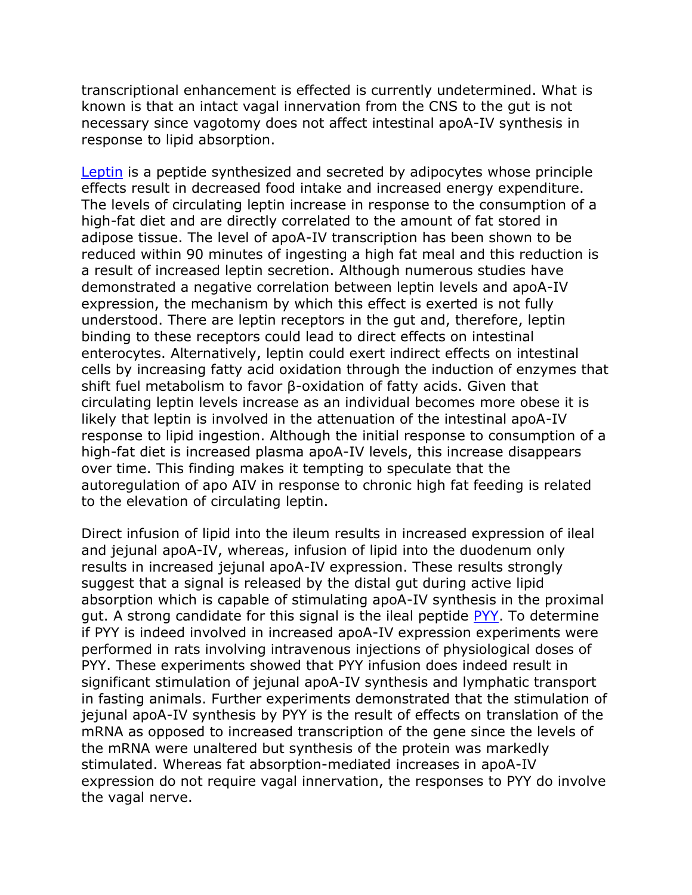transcriptional enhancement is effected is currently undetermined. What is known is that an intact vagal innervation from the CNS to the gut is not necessary since vagotomy does not affect intestinal apoA-IV synthesis in response to lipid absorption.

Leptin is a peptide synthesized and secreted by adipocytes whose principle effects result in decreased food intake and increased energy expenditure. The levels of circulating leptin increase in response to the consumption of a high-fat diet and are directly correlated to the amount of fat stored in adipose tissue. The level of apoA-IV transcription has been shown to be reduced within 90 minutes of ingesting a high fat meal and this reduction is a result of increased leptin secretion. Although numerous studies have demonstrated a negative correlation between leptin levels and apoA-IV expression, the mechanism by which this effect is exerted is not fully understood. There are leptin receptors in the gut and, therefore, leptin binding to these receptors could lead to direct effects on intestinal enterocytes. Alternatively, leptin could exert indirect effects on intestinal cells by increasing fatty acid oxidation through the induction of enzymes that shift fuel metabolism to favor β-oxidation of fatty acids. Given that circulating leptin levels increase as an individual becomes more obese it is likely that leptin is involved in the attenuation of the intestinal apoA-IV response to lipid ingestion. Although the initial response to consumption of a high-fat diet is increased plasma apoA-IV levels, this increase disappears over time. This finding makes it tempting to speculate that the autoregulation of apo AIV in response to chronic high fat feeding is related to the elevation of circulating leptin.

Direct infusion of lipid into the ileum results in increased expression of ileal and jejunal apoA-IV, whereas, infusion of lipid into the duodenum only results in increased jejunal apoA-IV expression. These results strongly suggest that a signal is released by the distal gut during active lipid absorption which is capable of stimulating apoA-IV synthesis in the proximal gut. A strong candidate for this signal is the ileal peptide PYY. To determine if PYY is indeed involved in increased apoA-IV expression experiments were performed in rats involving intravenous injections of physiological doses of PYY. These experiments showed that PYY infusion does indeed result in significant stimulation of jejunal apoA-IV synthesis and lymphatic transport in fasting animals. Further experiments demonstrated that the stimulation of jejunal apoA-IV synthesis by PYY is the result of effects on translation of the mRNA as opposed to increased transcription of the gene since the levels of the mRNA were unaltered but synthesis of the protein was markedly stimulated. Whereas fat absorption-mediated increases in apoA-IV expression do not require vagal innervation, the responses to PYY do involve the vagal nerve.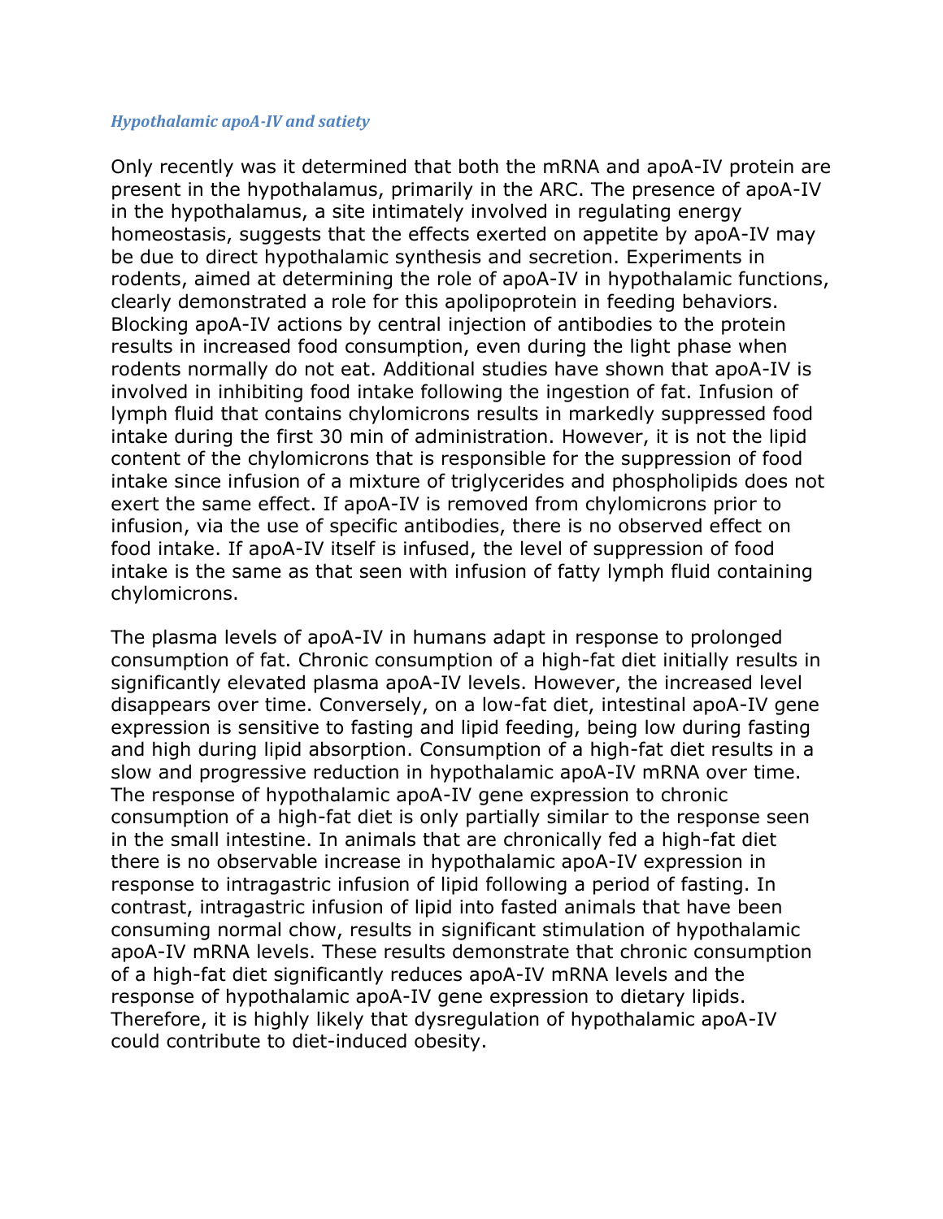### *Hypothalamic apoA-IV and satiety*

Only recently was it determined that both the mRNA and apoA-IV protein are present in the hypothalamus, primarily in the ARC. The presence of apoA-IV in the hypothalamus, a site intimately involved in regulating energy homeostasis, suggests that the effects exerted on appetite by apoA-IV may be due to direct hypothalamic synthesis and secretion. Experiments in rodents, aimed at determining the role of apoA-IV in hypothalamic functions, clearly demonstrated a role for this apolipoprotein in feeding behaviors. Blocking apoA-IV actions by central injection of antibodies to the protein results in increased food consumption, even during the light phase when rodents normally do not eat. Additional studies have shown that apoA-IV is involved in inhibiting food intake following the ingestion of fat. Infusion of lymph fluid that contains chylomicrons results in markedly suppressed food intake during the first 30 min of administration. However, it is not the lipid content of the chylomicrons that is responsible for the suppression of food intake since infusion of a mixture of triglycerides and phospholipids does not exert the same effect. If apoA-IV is removed from chylomicrons prior to infusion, via the use of specific antibodies, there is no observed effect on food intake. If apoA-IV itself is infused, the level of suppression of food intake is the same as that seen with infusion of fatty lymph fluid containing chylomicrons.

The plasma levels of apoA-IV in humans adapt in response to prolonged consumption of fat. Chronic consumption of a high-fat diet initially results in significantly elevated plasma apoA-IV levels. However, the increased level disappears over time. Conversely, on a low-fat diet, intestinal apoA-IV gene expression is sensitive to fasting and lipid feeding, being low during fasting and high during lipid absorption. Consumption of a high-fat diet results in a slow and progressive reduction in hypothalamic apoA-IV mRNA over time. The response of hypothalamic apoA-IV gene expression to chronic consumption of a high-fat diet is only partially similar to the response seen in the small intestine. In animals that are chronically fed a high-fat diet there is no observable increase in hypothalamic apoA-IV expression in response to intragastric infusion of lipid following a period of fasting. In contrast, intragastric infusion of lipid into fasted animals that have been consuming normal chow, results in significant stimulation of hypothalamic apoA-IV mRNA levels. These results demonstrate that chronic consumption of a high-fat diet significantly reduces apoA-IV mRNA levels and the response of hypothalamic apoA-IV gene expression to dietary lipids. Therefore, it is highly likely that dysregulation of hypothalamic apoA-IV could contribute to diet-induced obesity.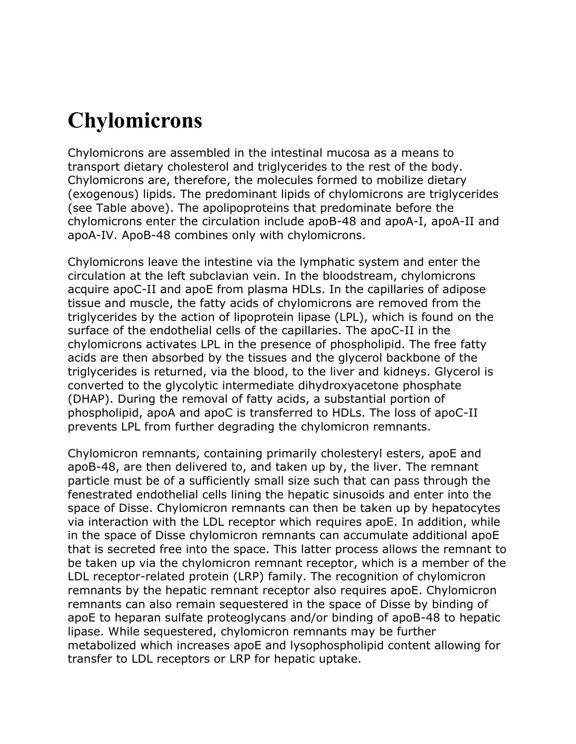# Chylomicrons

Chylomicrons are assembled in the intestinal mucosa as a means to transport dietary cholesterol and triglycerides to the rest of the body. Chylomicrons are, therefore, the molecules formed to mobilize dietary (exogenous) lipids. The predominant lipids of chylomicrons are triglycerides (see Table above). The apolipoproteins that predominate before the chylomicrons enter the circulation include apoB-48 and apoA-I, apoA-II and apoA-IV. ApoB-48 combines only with chylomicrons.

Chylomicrons leave the intestine via the lymphatic system and enter the circulation at the left subclavian vein. In the bloodstream, chylomicrons acquire apoC-II and apoE from plasma HDLs. In the capillaries of adipose tissue and muscle, the fatty acids of chylomicrons are removed from the triglycerides by the action of lipoprotein lipase (LPL), which is found on the surface of the endothelial cells of the capillaries. The apoC-II in the chylomicrons activates LPL in the presence of phospholipid. The free fatty acids are then absorbed by the tissues and the glycerol backbone of the triglycerides is returned, via the blood, to the liver and kidneys. Glycerol is converted to the glycolytic intermediate dihydroxyacetone phosphate (DHAP). During the removal of fatty acids, a substantial portion of phospholipid, apoA and apoC is transferred to HDLs. The loss of apoC-II prevents LPL from further degrading the chylomicron remnants.

Chylomicron remnants, containing primarily cholesteryl esters, apoE and apoB-48, are then delivered to, and taken up by, the liver. The remnant particle must be of a sufficiently small size such that can pass through the fenestrated endothelial cells lining the hepatic sinusoids and enter into the space of Disse. Chylomicron remnants can then be taken up by hepatocytes via interaction with the LDL receptor which requires apoE. In addition, while in the space of Disse chylomicron remnants can accumulate additional apoE that is secreted free into the space. This latter process allows the remnant to be taken up via the chylomicron remnant receptor, which is a member of the LDL receptor-related protein (LRP) family. The recognition of chylomicron remnants by the hepatic remnant receptor also requires apoE. Chylomicron remnants can also remain sequestered in the space of Disse by binding of apoE to heparan sulfate proteoglycans and/or binding of apoB-48 to hepatic lipase. While sequestered, chylomicron remnants may be further metabolized which increases apoE and lysophospholipid content allowing for transfer to LDL receptors or LRP for hepatic uptake.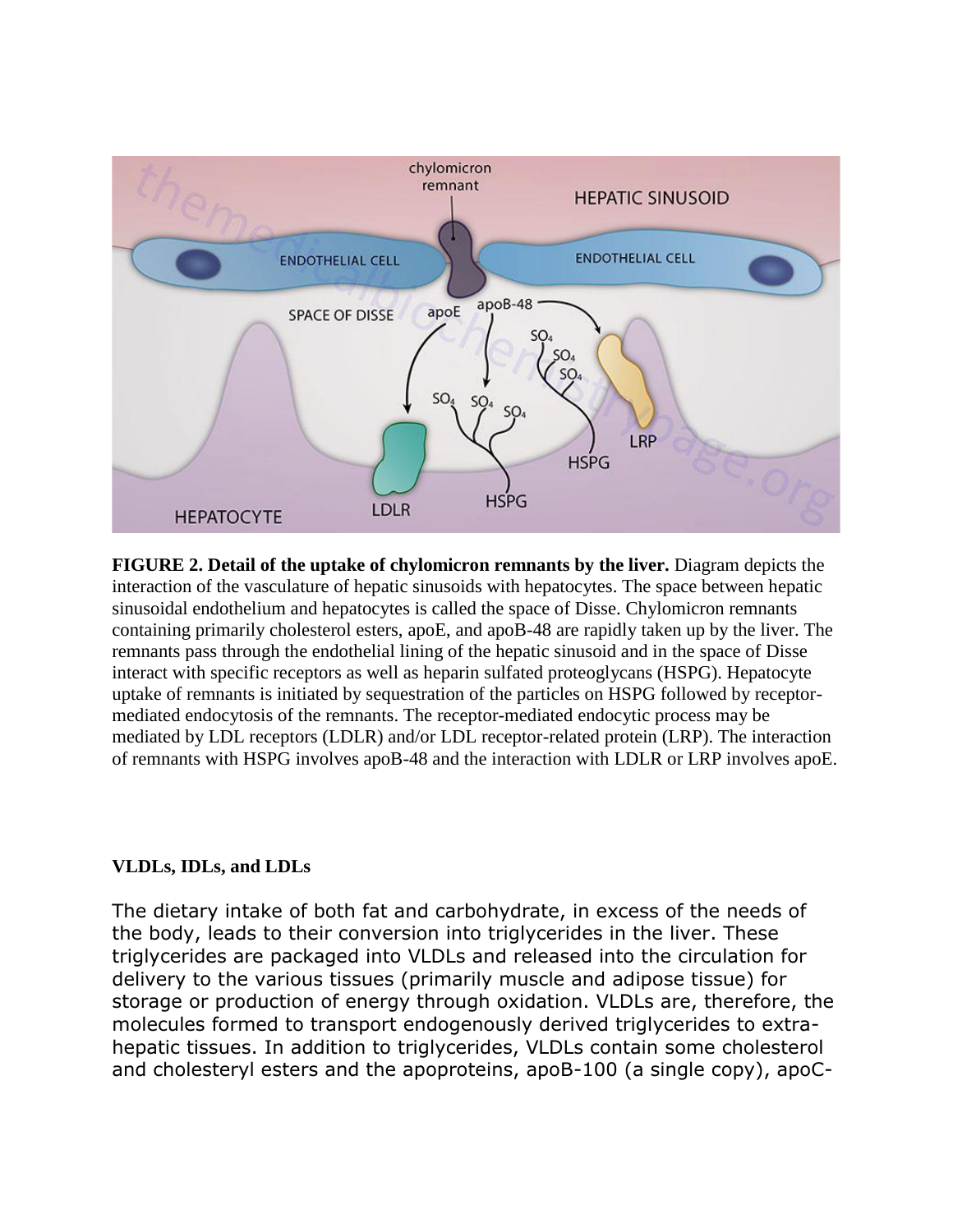**FIGURE 2. Detail of the uptake of chylomicron remnants by the liver.** Diagram depicts the interaction of the vasculature of hepatic sinusoids with hepatocytes. The space between hepatic sinusoidal endothelium and hepatocytes is called the space of Disse. Chylomicron remnants containing primarily cholesterol esters, apoE, and apoB-48 are rapidly taken up by the liver. The remnants pass through the endothelial lining of the hepatic sinusoid and in the space of Disse interact with specific receptors as well as heparin sulfated proteoglycans (HSPG). Hepatocyte uptake of remnants is initiated by sequestration of the particles on HSPG followed by receptor-mediated endocytosis of the remnants. The receptor-mediated endocytic process may be mediated by LDL receptors (LDLR) and/or LDL receptor-related protein (LRP). The interaction of remnants with HSPG involves apoB-48 and the interaction with LDLR or LRP involves apoE.

**VLDLs, IDLs, and LDLs**

The dietary intake of both fat and carbohydrate, in excess of the needs of the body, leads to their conversion into triglycerides in the liver. These triglycerides are packaged into VLDLs and released into the circulation for delivery to the various tissues (primarily muscle and adipose tissue) for storage or production of energy through oxidation. VLDLs are, therefore, the molecules formed to transport endogenously derived triglycerides to extra-hepatic tissues. In addition to triglycerides, VLDLs contain some cholesterol and cholesteryl esters and the apoproteins, apoB-100 (a single copy), apoC-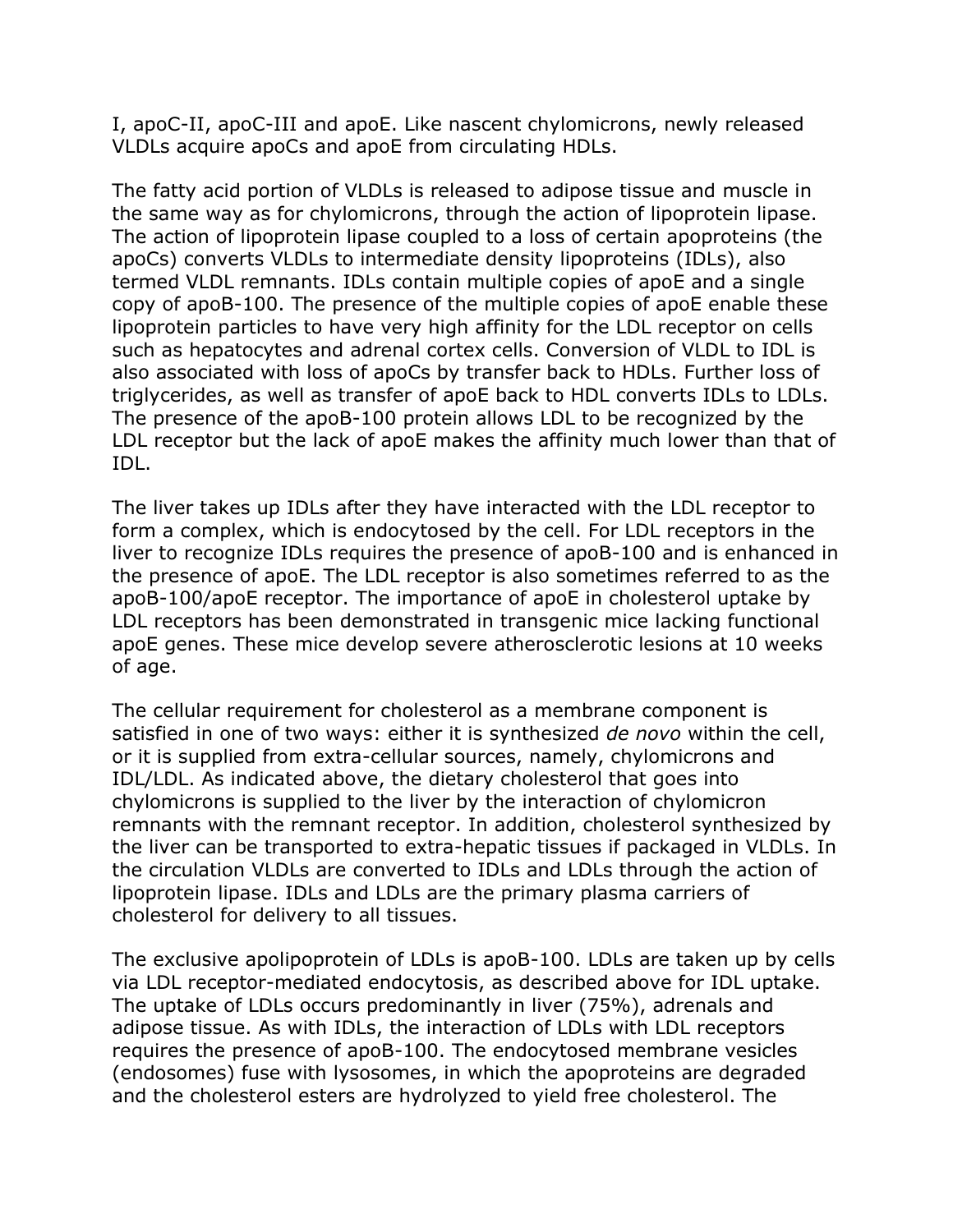I, apoC-II, apoC-III and apoE. Like nascent chylomicrons, newly released VLDLs acquire apoCs and apoE from circulating HDLs.

The fatty acid portion of VLDLs is released to adipose tissue and muscle in the same way as for chylomicrons, through the action of lipoprotein lipase. The action of lipoprotein lipase coupled to a loss of certain apoproteins (the apoCs) converts VLDLs to intermediate density lipoproteins (IDLs), also termed VLDL remnants. IDLs contain multiple copies of apoE and a single copy of apoB-100. The presence of the multiple copies of apoE enable these lipoprotein particles to have very high affinity for the LDL receptor on cells such as hepatocytes and adrenal cortex cells. Conversion of VLDL to IDL is also associated with loss of apoCs by transfer back to HDLs. Further loss of triglycerides, as well as transfer of apoE back to HDL converts IDLs to LDLs. The presence of the apoB-100 protein allows LDL to be recognized by the LDL receptor but the lack of apoE makes the affinity much lower than that of IDL.

The liver takes up IDLs after they have interacted with the LDL receptor to form a complex, which is endocytosed by the cell. For LDL receptors in the liver to recognize IDLs requires the presence of apoB-100 and is enhanced in the presence of apoE. The LDL receptor is also sometimes referred to as the apoB-100/apoE receptor. The importance of apoE in cholesterol uptake by LDL receptors has been demonstrated in transgenic mice lacking functional apoE genes. These mice develop severe atherosclerotic lesions at 10 weeks of age.

The cellular requirement for cholesterol as a membrane component is satisfied in one of two ways: either it is synthesized *de novo* within the cell, or it is supplied from extra-cellular sources, namely, chylomicrons and IDL/LDL. As indicated above, the dietary cholesterol that goes into chylomicrons is supplied to the liver by the interaction of chylomicron remnants with the remnant receptor. In addition, cholesterol synthesized by the liver can be transported to extra-hepatic tissues if packaged in VLDLs. In the circulation VLDLs are converted to IDLs and LDLs through the action of lipoprotein lipase. IDLs and LDLs are the primary plasma carriers of cholesterol for delivery to all tissues.

The exclusive apolipoprotein of LDLs is apoB-100. LDLs are taken up by cells via LDL receptor-mediated endocytosis, as described above for IDL uptake. The uptake of LDLs occurs predominantly in liver (75%), adrenals and adipose tissue. As with IDLs, the interaction of LDLs with LDL receptors requires the presence of apoB-100. The endocytosed membrane vesicles (endosomes) fuse with lysosomes, in which the apoproteins are degraded and the cholesterol esters are hydrolyzed to yield free cholesterol. The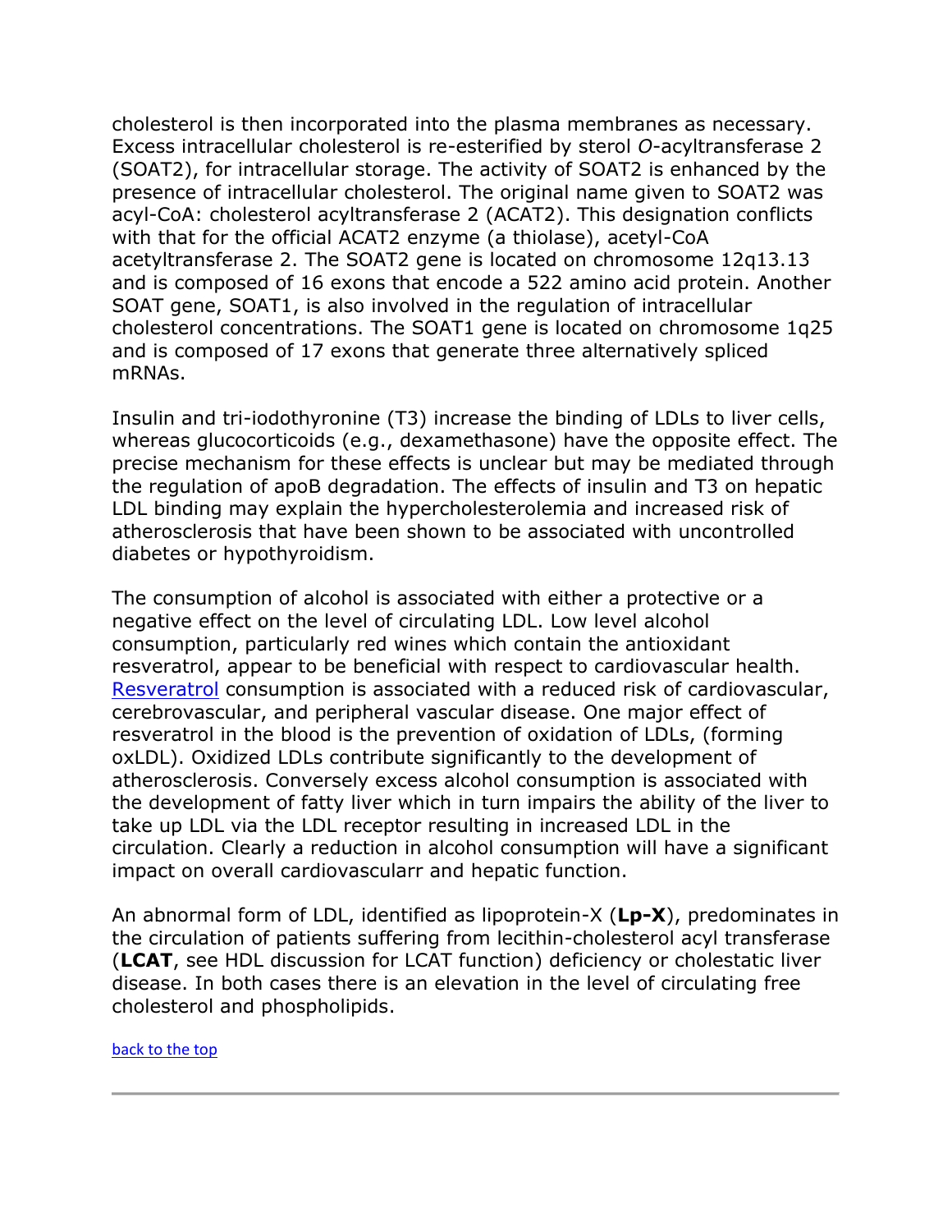cholesterol is then incorporated into the plasma membranes as necessary. Excess intracellular cholesterol is re-esterified by sterol *O*-acyltransferase 2 (SOAT2), for intracellular storage. The activity of SOAT2 is enhanced by the presence of intracellular cholesterol. The original name given to SOAT2 was acyl-CoA: cholesterol acyltransferase 2 (ACAT2). This designation conflicts with that for the official ACAT2 enzyme (a thiolase), acetyl-CoA acetyltransferase 2. The SOAT2 gene is located on chromosome 12q13.13 and is composed of 16 exons that encode a 522 amino acid protein. Another SOAT gene, SOAT1, is also involved in the regulation of intracellular cholesterol concentrations. The SOAT1 gene is located on chromosome 1q25 and is composed of 17 exons that generate three alternatively spliced mRNAs.

Insulin and tri-iodothyronine (T3) increase the binding of LDLs to liver cells, whereas glucocorticoids (e.g., dexamethasone) have the opposite effect. The precise mechanism for these effects is unclear but may be mediated through the regulation of apoB degradation. The effects of insulin and T3 on hepatic LDL binding may explain the hypercholesterolemia and increased risk of atherosclerosis that have been shown to be associated with uncontrolled diabetes or hypothyroidism.

The consumption of alcohol is associated with either a protective or a negative effect on the level of circulating LDL. Low level alcohol consumption, particularly red wines which contain the antioxidant resveratrol, appear to be beneficial with respect to cardiovascular health. [Resveratrol]() consumption is associated with a reduced risk of cardiovascular, cerebrovascular, and peripheral vascular disease. One major effect of resveratrol in the blood is the prevention of oxidation of LDLs, (forming oxLDL). Oxidized LDLs contribute significantly to the development of atherosclerosis. Conversely excess alcohol consumption is associated with the development of fatty liver which in turn impairs the ability of the liver to take up LDL via the LDL receptor resulting in increased LDL in the circulation. Clearly a reduction in alcohol consumption will have a significant impact on overall cardiovascularr and hepatic function.

An abnormal form of LDL, identified as lipoprotein-X (**Lp-X**), predominates in the circulation of patients suffering from lecithin-cholesterol acyl transferase (**LCAT**, see HDL discussion for LCAT function) deficiency or cholestatic liver disease. In both cases there is an elevation in the level of circulating free cholesterol and phospholipids.

[back to the top]()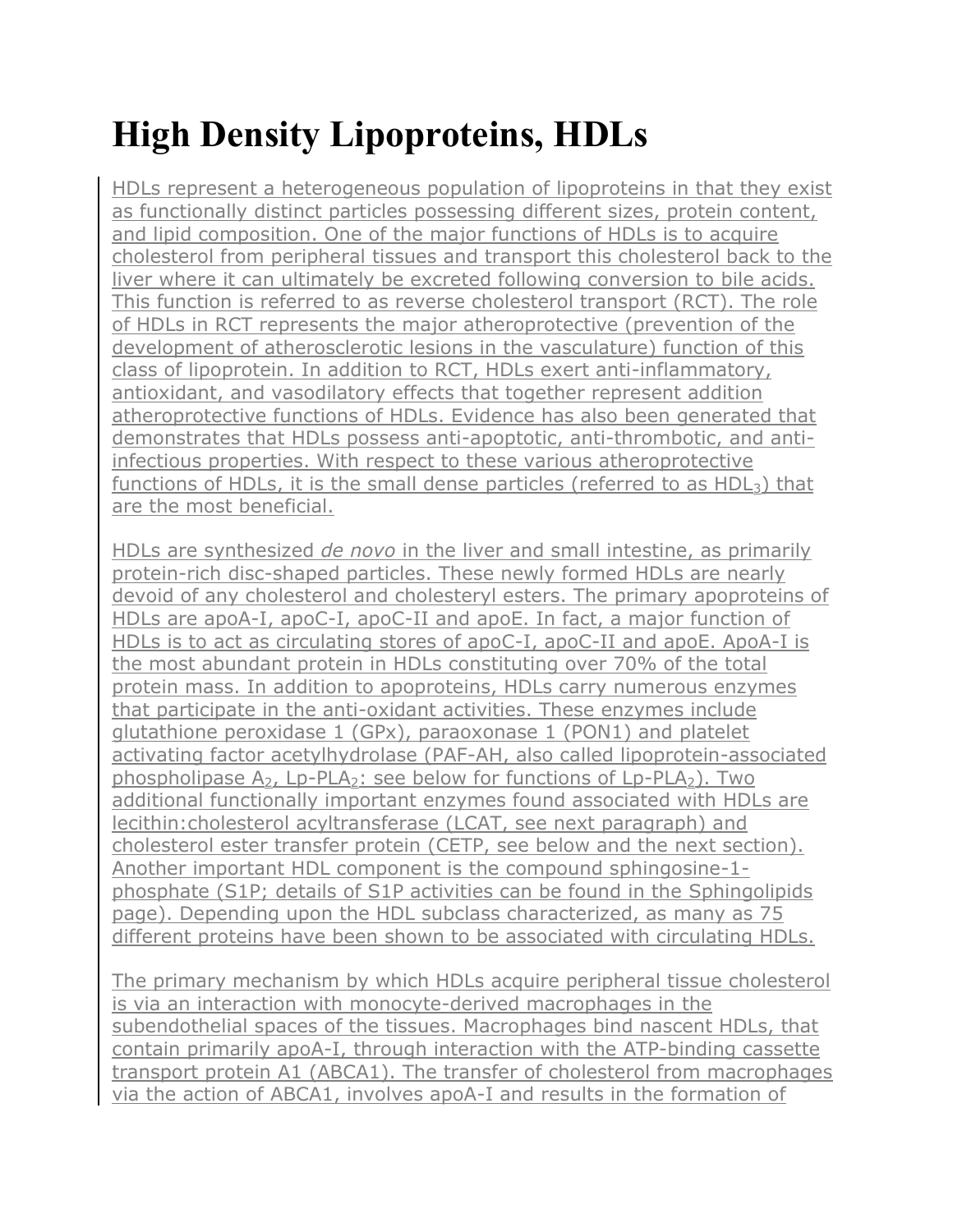# High Density Lipoproteins, HDLs

HDLs represent a heterogeneous population of lipoproteins in that they exist as functionally distinct particles possessing different sizes, protein content, and lipid composition. One of the major functions of HDLs is to acquire cholesterol from peripheral tissues and transport this cholesterol back to the liver where it can ultimately be excreted following conversion to bile acids. This function is referred to as reverse cholesterol transport (RCT). The role of HDLs in RCT represents the major atheroprotective (prevention of the development of atherosclerotic lesions in the vasculature) function of this class of lipoprotein. In addition to RCT, HDLs exert anti-inflammatory, antioxidant, and vasodilatory effects that together represent addition atheroprotective functions of HDLs. Evidence has also been generated that demonstrates that HDLs possess anti-apoptotic, anti-thrombotic, and anti-infectious properties. With respect to these various atheroprotective functions of HDLs, it is the small dense particles (referred to as $HDL_3$) that are the most beneficial.

HDLs are synthesized *de novo* in the liver and small intestine, as primarily protein-rich disc-shaped particles. These newly formed HDLs are nearly devoid of any cholesterol and cholesteryl esters. The primary apoproteins of HDLs are apoA-I, apoC-I, apoC-II and apoE. In fact, a major function of HDLs is to act as circulating stores of apoC-I, apoC-II and apoE. ApoA-I is the most abundant protein in HDLs constituting over 70% of the total protein mass. In addition to apoproteins, HDLs carry numerous enzymes that participate in the anti-oxidant activities. These enzymes include glutathione peroxidase 1 (GPx), paraoxonase 1 (PON1) and platelet activating factor acetylhydrolase (PAF-AH, also called lipoprotein-associated phospholipase $A_2$, Lp-$PLA_2$: see below for functions of Lp-$PLA_2$). Two additional functionally important enzymes found associated with HDLs are lecithin:cholesterol acyltransferase (LCAT, see next paragraph) and cholesterol ester transfer protein (CETP, see below and the next section). Another important HDL component is the compound sphingosine-1-phosphate (S1P; details of S1P activities can be found in the Sphingolipids page). Depending upon the HDL subclass characterized, as many as 75 different proteins have been shown to be associated with circulating HDLs.

The primary mechanism by which HDLs acquire peripheral tissue cholesterol is via an interaction with monocyte-derived macrophages in the subendothelial spaces of the tissues. Macrophages bind nascent HDLs, that contain primarily apoA-I, through interaction with the ATP-binding cassette transport protein A1 (ABCA1). The transfer of cholesterol from macrophages via the action of ABCA1, involves apoA-I and results in the formation of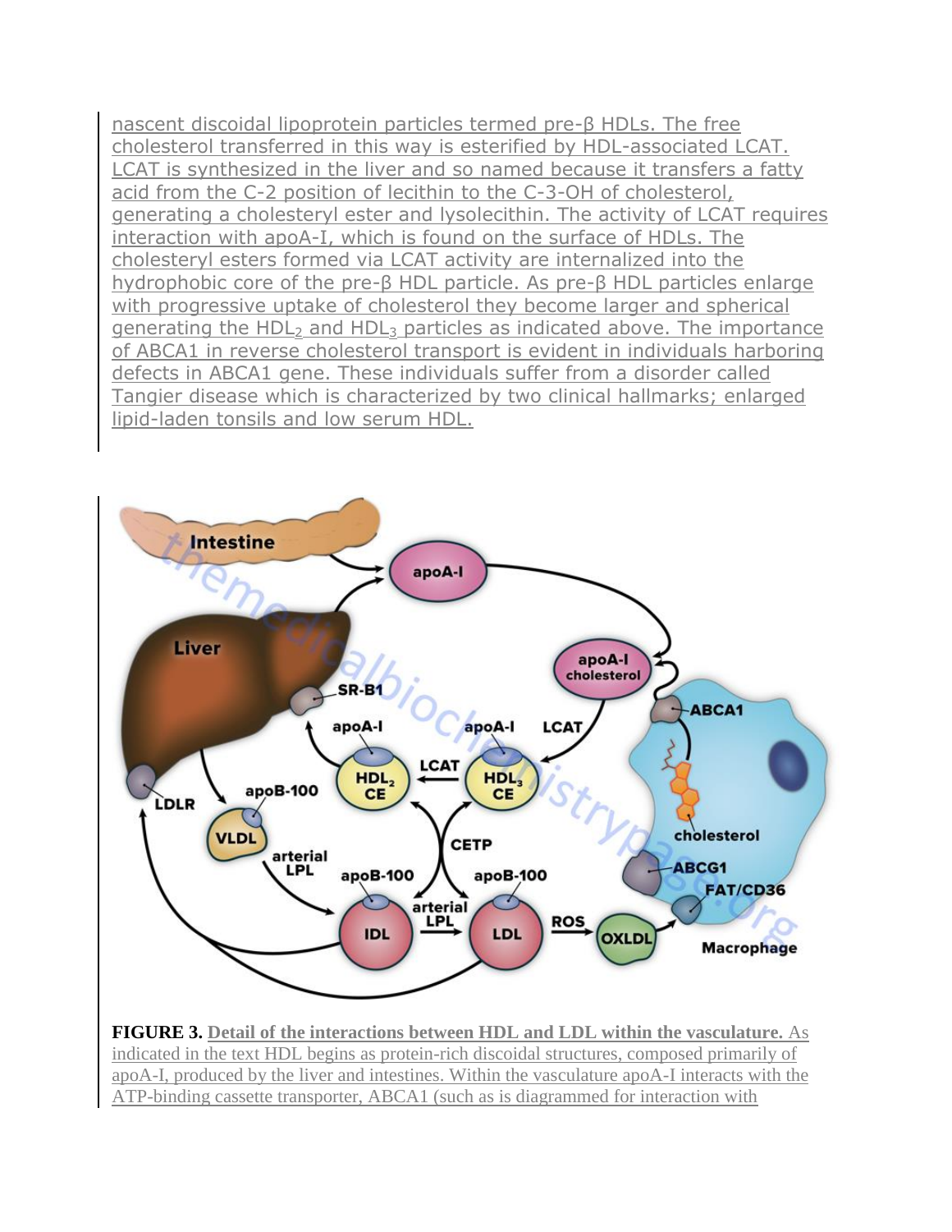nascent discoidal lipoprotein particles termed pre-β HDLs. The free cholesterol transferred in this way is esterified by HDL-associated LCAT. LCAT is synthesized in the liver and so named because it transfers a fatty acid from the C-2 position of lecithin to the C-3-OH of cholesterol, generating a cholesteryl ester and lysolecithin. The activity of LCAT requires interaction with apoA-I, which is found on the surface of HDLs. The cholesteryl esters formed via LCAT activity are internalized into the hydrophobic core of the pre-β HDL particle. As pre-β HDL particles enlarge with progressive uptake of cholesterol they become larger and spherical generating the $HDL_2$ and $HDL_3$ particles as indicated above. The importance of ABCA1 in reverse cholesterol transport is evident in individuals harboring defects in ABCA1 gene. These individuals suffer from a disorder called Tangier disease which is characterized by two clinical hallmarks; enlarged lipid-laden tonsils and low serum HDL.

**FIGURE 3. Detail of the interactions between HDL and LDL within the vasculature.** As indicated in the text HDL begins as protein-rich discoidal structures, composed primarily of apoA-I, produced by the liver and intestines. Within the vasculature apoA-I interacts with the ATP-binding cassette transporter, ABCA1 (such as is diagrammed for interaction with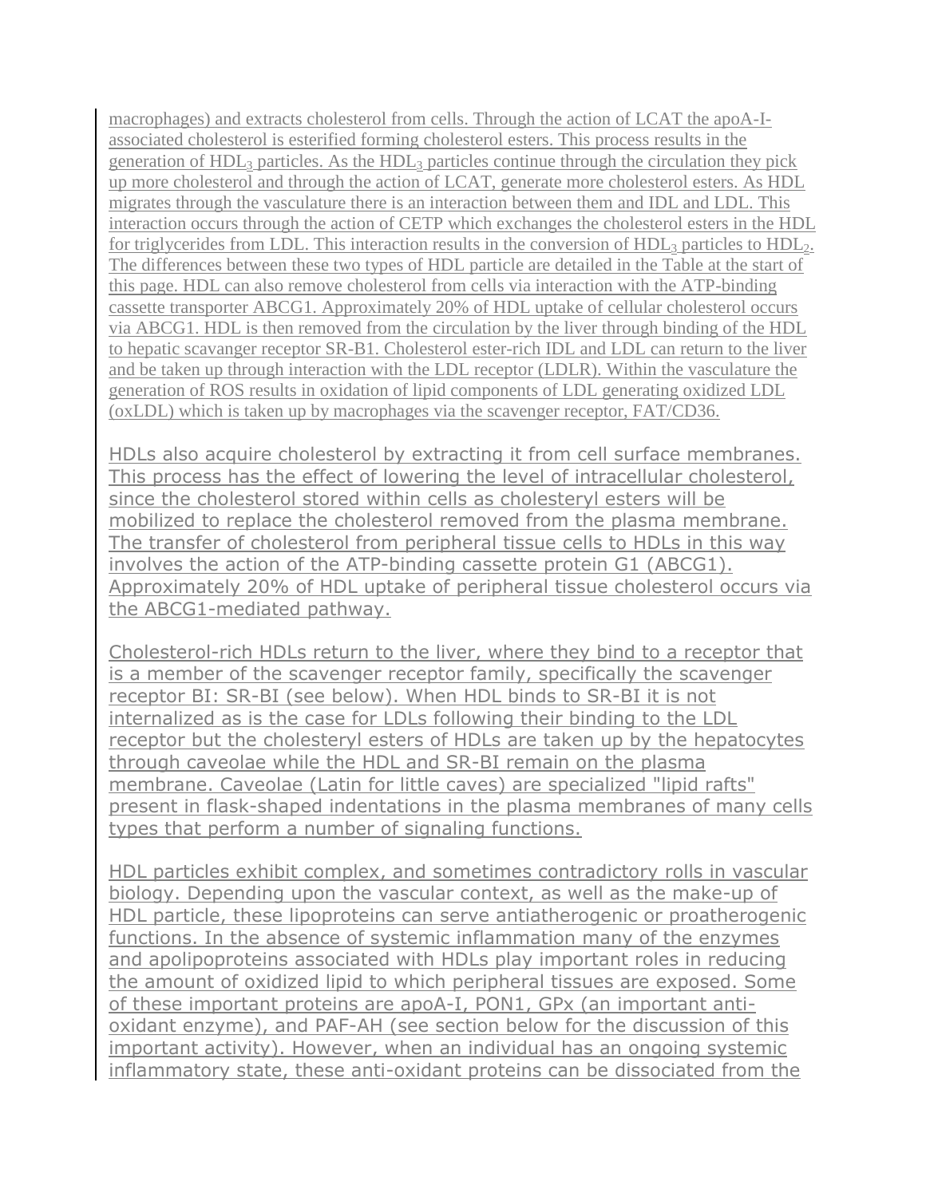macrophages) and extracts cholesterol from cells. Through the action of LCAT the apoA-I-associated cholesterol is esterified forming cholesterol esters. This process results in the generation of $HDL_3$ particles. As the $HDL_3$ particles continue through the circulation they pick up more cholesterol and through the action of LCAT, generate more cholesterol esters. As HDL migrates through the vasculature there is an interaction between them and IDL and LDL. This interaction occurs through the action of CETP which exchanges the cholesterol esters in the HDL for triglycerides from LDL. This interaction results in the conversion of $HDL_3$ particles to $HDL_2$. The differences between these two types of HDL particle are detailed in the Table at the start of this page. HDL can also remove cholesterol from cells via interaction with the ATP-binding cassette transporter ABCG1. Approximately 20% of HDL uptake of cellular cholesterol occurs via ABCG1. HDL is then removed from the circulation by the liver through binding of the HDL to hepatic scavanger receptor SR-B1. Cholesterol ester-rich IDL and LDL can return to the liver and be taken up through interaction with the LDL receptor (LDLR). Within the vasculature the generation of ROS results in oxidation of lipid components of LDL generating oxidized LDL (oxLDL) which is taken up by macrophages via the scavenger receptor, FAT/CD36.

HDLs also acquire cholesterol by extracting it from cell surface membranes. This process has the effect of lowering the level of intracellular cholesterol, since the cholesterol stored within cells as cholesteryl esters will be mobilized to replace the cholesterol removed from the plasma membrane. The transfer of cholesterol from peripheral tissue cells to HDLs in this way involves the action of the ATP-binding cassette protein G1 (ABCG1). Approximately 20% of HDL uptake of peripheral tissue cholesterol occurs via the ABCG1-mediated pathway.

Cholesterol-rich HDLs return to the liver, where they bind to a receptor that is a member of the scavenger receptor family, specifically the scavenger receptor BI: SR-BI (see below). When HDL binds to SR-BI it is not internalized as is the case for LDLs following their binding to the LDL receptor but the cholesteryl esters of HDLs are taken up by the hepatocytes through caveolae while the HDL and SR-BI remain on the plasma membrane. Caveolae (Latin for little caves) are specialized "lipid rafts" present in flask-shaped indentations in the plasma membranes of many cells types that perform a number of signaling functions.

HDL particles exhibit complex, and sometimes contradictory rolls in vascular biology. Depending upon the vascular context, as well as the make-up of HDL particle, these lipoproteins can serve antiatherogenic or proatherogenic functions. In the absence of systemic inflammation many of the enzymes and apolipoproteins associated with HDLs play important roles in reducing the amount of oxidized lipid to which peripheral tissues are exposed. Some of these important proteins are apoA-I, PON1, GPx (an important anti-oxidant enzyme), and PAF-AH (see section below for the discussion of this important activity). However, when an individual has an ongoing systemic inflammatory state, these anti-oxidant proteins can be dissociated from the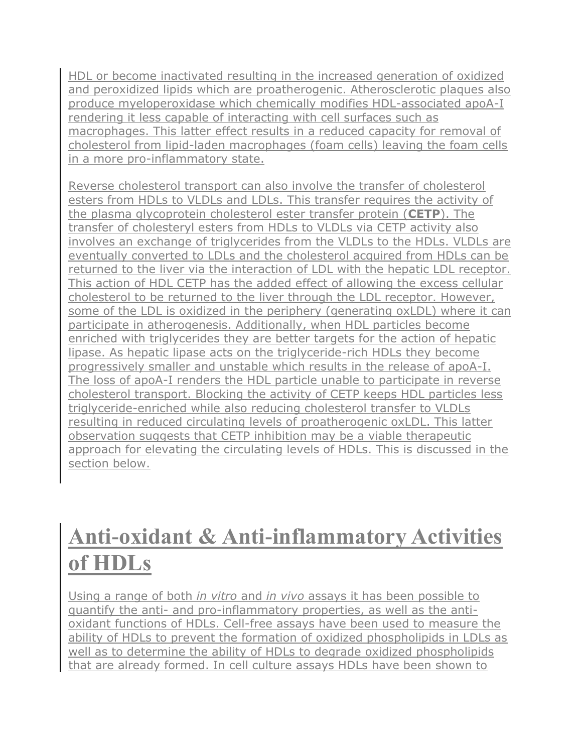HDL or become inactivated resulting in the increased generation of oxidized and peroxidized lipids which are proatherogenic. Atherosclerotic plaques also produce myeloperoxidase which chemically modifies HDL-associated apoA-I rendering it less capable of interacting with cell surfaces such as macrophages. This latter effect results in a reduced capacity for removal of cholesterol from lipid-laden macrophages (foam cells) leaving the foam cells in a more pro-inflammatory state.

Reverse cholesterol transport can also involve the transfer of cholesterol esters from HDLs to VLDLs and LDLs. This transfer requires the activity of the plasma glycoprotein cholesterol ester transfer protein (**CETP**). The transfer of cholesteryl esters from HDLs to VLDLs via CETP activity also involves an exchange of triglycerides from the VLDLs to the HDLs. VLDLs are eventually converted to LDLs and the cholesterol acquired from HDLs can be returned to the liver via the interaction of LDL with the hepatic LDL receptor. This action of HDL CETP has the added effect of allowing the excess cellular cholesterol to be returned to the liver through the LDL receptor. However, some of the LDL is oxidized in the periphery (generating oxLDL) where it can participate in atherogenesis. Additionally, when HDL particles become enriched with triglycerides they are better targets for the action of hepatic lipase. As hepatic lipase acts on the triglyceride-rich HDLs they become progressively smaller and unstable which results in the release of apoA-I. The loss of apoA-I renders the HDL particle unable to participate in reverse cholesterol transport. Blocking the activity of CETP keeps HDL particles less triglyceride-enriched while also reducing cholesterol transfer to VLDLs resulting in reduced circulating levels of proatherogenic oxLDL. This latter observation suggests that CETP inhibition may be a viable therapeutic approach for elevating the circulating levels of HDLs. This is discussed in the section below.

# Anti-oxidant & Anti-inflammatory Activities of HDLs

Using a range of both *in vitro* and *in vivo* assays it has been possible to quantify the anti- and pro-inflammatory properties, as well as the anti-oxidant functions of HDLs. Cell-free assays have been used to measure the ability of HDLs to prevent the formation of oxidized phospholipids in LDLs as well as to determine the ability of HDLs to degrade oxidized phospholipids that are already formed. In cell culture assays HDLs have been shown to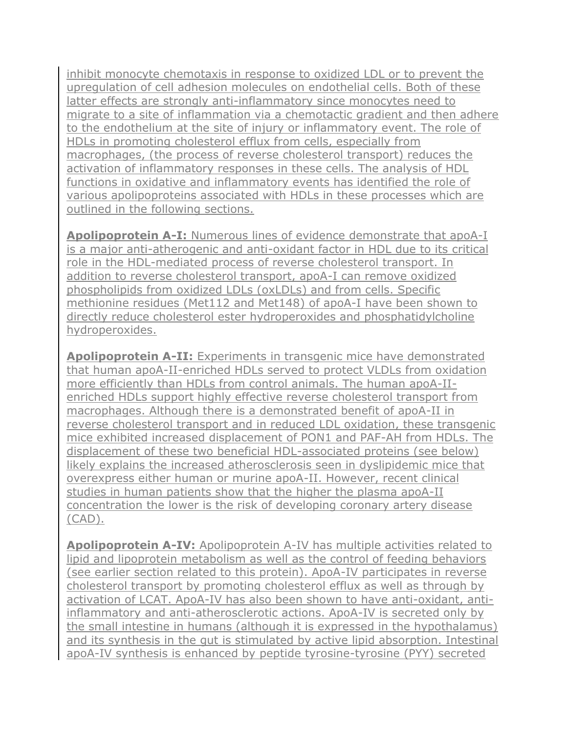inhibit monocyte chemotaxis in response to oxidized LDL or to prevent the upregulation of cell adhesion molecules on endothelial cells. Both of these latter effects are strongly anti-inflammatory since monocytes need to migrate to a site of inflammation via a chemotactic gradient and then adhere to the endothelium at the site of injury or inflammatory event. The role of HDLs in promoting cholesterol efflux from cells, especially from macrophages, (the process of reverse cholesterol transport) reduces the activation of inflammatory responses in these cells. The analysis of HDL functions in oxidative and inflammatory events has identified the role of various apolipoproteins associated with HDLs in these processes which are outlined in the following sections.

**Apolipoprotein A-I:** Numerous lines of evidence demonstrate that apoA-I is a major anti-atherogenic and anti-oxidant factor in HDL due to its critical role in the HDL-mediated process of reverse cholesterol transport. In addition to reverse cholesterol transport, apoA-I can remove oxidized phospholipids from oxidized LDLs (oxLDLs) and from cells. Specific methionine residues (Met112 and Met148) of apoA-I have been shown to directly reduce cholesterol ester hydroperoxides and phosphatidylcholine hydroperoxides.

**Apolipoprotein A-II:** Experiments in transgenic mice have demonstrated that human apoA-II-enriched HDLs served to protect VLDLs from oxidation more efficiently than HDLs from control animals. The human apoA-II-enriched HDLs support highly effective reverse cholesterol transport from macrophages. Although there is a demonstrated benefit of apoA-II in reverse cholesterol transport and in reduced LDL oxidation, these transgenic mice exhibited increased displacement of PON1 and PAF-AH from HDLs. The displacement of these two beneficial HDL-associated proteins (see below) likely explains the increased atherosclerosis seen in dyslipidemic mice that overexpress either human or murine apoA-II. However, recent clinical studies in human patients show that the higher the plasma apoA-II concentration the lower is the risk of developing coronary artery disease (CAD).

**Apolipoprotein A-IV:** Apolipoprotein A-IV has multiple activities related to lipid and lipoprotein metabolism as well as the control of feeding behaviors (see earlier section related to this protein). ApoA-IV participates in reverse cholesterol transport by promoting cholesterol efflux as well as through by activation of LCAT. ApoA-IV has also been shown to have anti-oxidant, anti-inflammatory and anti-atherosclerotic actions. ApoA-IV is secreted only by the small intestine in humans (although it is expressed in the hypothalamus) and its synthesis in the gut is stimulated by active lipid absorption. Intestinal apoA-IV synthesis is enhanced by peptide tyrosine-tyrosine (PYY) secreted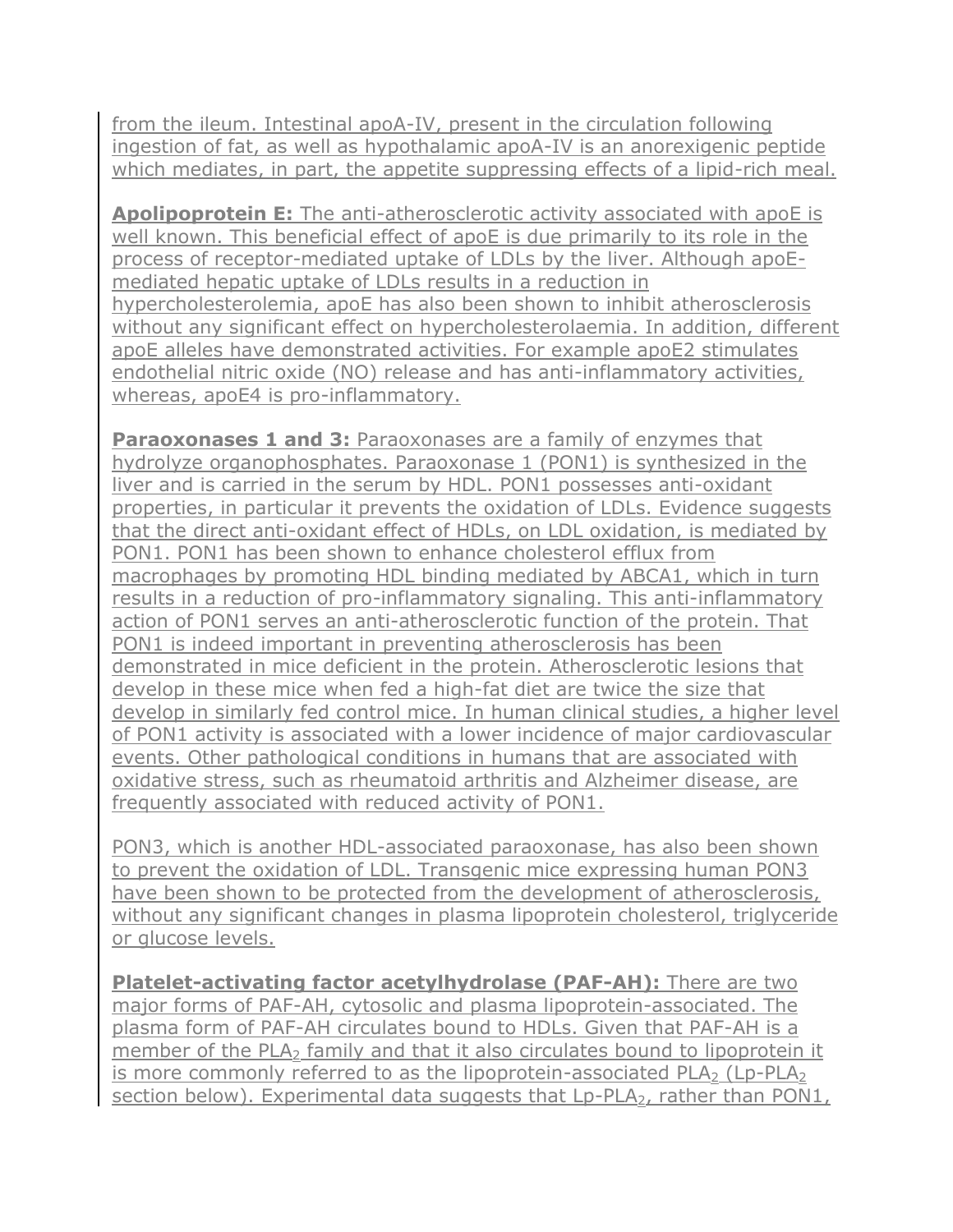from the ileum. Intestinal apoA-IV, present in the circulation following ingestion of fat, as well as hypothalamic apoA-IV is an anorexigenic peptide which mediates, in part, the appetite suppressing effects of a lipid-rich meal.

**Apolipoprotein E:** The anti-atherosclerotic activity associated with apoE is well known. This beneficial effect of apoE is due primarily to its role in the process of receptor-mediated uptake of LDLs by the liver. Although apoE-mediated hepatic uptake of LDLs results in a reduction in hypercholesterolemia, apoE has also been shown to inhibit atherosclerosis without any significant effect on hypercholesterolaemia. In addition, different apoE alleles have demonstrated activities. For example apoE2 stimulates endothelial nitric oxide (NO) release and has anti-inflammatory activities, whereas, apoE4 is pro-inflammatory.

**Paraoxonases 1 and 3:** Paraoxonases are a family of enzymes that hydrolyze organophosphates. Paraoxonase 1 (PON1) is synthesized in the liver and is carried in the serum by HDL. PON1 possesses anti-oxidant properties, in particular it prevents the oxidation of LDLs. Evidence suggests that the direct anti-oxidant effect of HDLs, on LDL oxidation, is mediated by PON1. PON1 has been shown to enhance cholesterol efflux from macrophages by promoting HDL binding mediated by ABCA1, which in turn results in a reduction of pro-inflammatory signaling. This anti-inflammatory action of PON1 serves an anti-atherosclerotic function of the protein. That PON1 is indeed important in preventing atherosclerosis has been demonstrated in mice deficient in the protein. Atherosclerotic lesions that develop in these mice when fed a high-fat diet are twice the size that develop in similarly fed control mice. In human clinical studies, a higher level of PON1 activity is associated with a lower incidence of major cardiovascular events. Other pathological conditions in humans that are associated with oxidative stress, such as rheumatoid arthritis and Alzheimer disease, are frequently associated with reduced activity of PON1.

PON3, which is another HDL-associated paraoxonase, has also been shown to prevent the oxidation of LDL. Transgenic mice expressing human PON3 have been shown to be protected from the development of atherosclerosis, without any significant changes in plasma lipoprotein cholesterol, triglyceride or glucose levels.

**Platelet-activating factor acetylhydrolase (PAF-AH):** There are two major forms of PAF-AH, cytosolic and plasma lipoprotein-associated. The plasma form of PAF-AH circulates bound to HDLs. Given that PAF-AH is a member of the $PLA_2$ family and that it also circulates bound to lipoprotein it is more commonly referred to as the lipoprotein-associated $PLA_2$ (Lp-$PLA_2$ section below). Experimental data suggests that Lp-$PLA_2$, rather than PON1,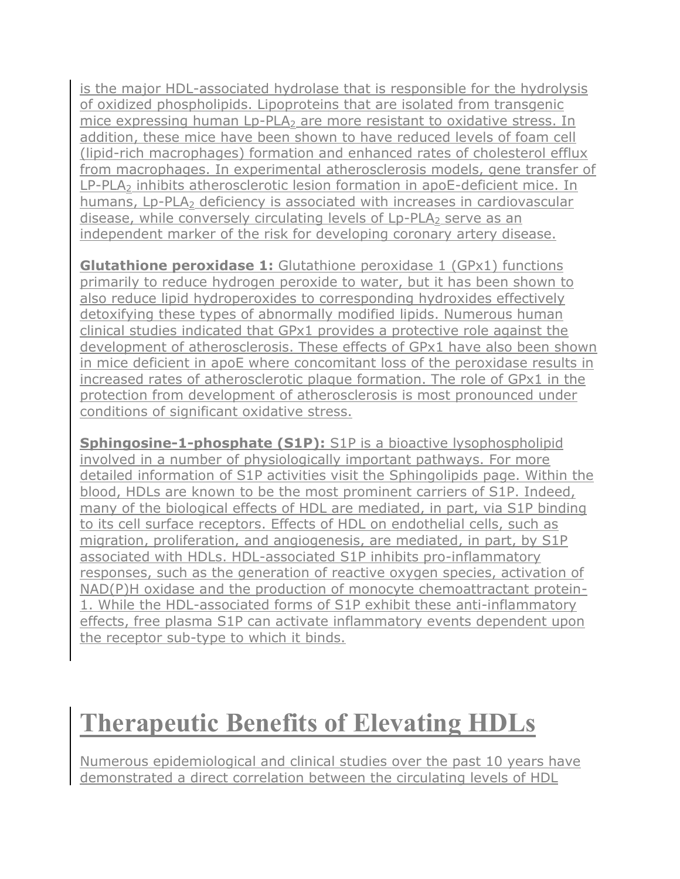is the major HDL-associated hydrolase that is responsible for the hydrolysis of oxidized phospholipids. Lipoproteins that are isolated from transgenic mice expressing human Lp-$PLA_2$ are more resistant to oxidative stress. In addition, these mice have been shown to have reduced levels of foam cell (lipid-rich macrophages) formation and enhanced rates of cholesterol efflux from macrophages. In experimental atherosclerosis models, gene transfer of LP-$PLA_2$ inhibits atherosclerotic lesion formation in apoE-deficient mice. In humans, Lp-$PLA_2$ deficiency is associated with increases in cardiovascular disease, while conversely circulating levels of Lp-$PLA_2$ serve as an independent marker of the risk for developing coronary artery disease.

**Glutathione peroxidase 1:** Glutathione peroxidase 1 (GPx1) functions primarily to reduce hydrogen peroxide to water, but it has been shown to also reduce lipid hydroperoxides to corresponding hydroxides effectively detoxifying these types of abnormally modified lipids. Numerous human clinical studies indicated that GPx1 provides a protective role against the development of atherosclerosis. These effects of GPx1 have also been shown in mice deficient in apoE where concomitant loss of the peroxidase results in increased rates of atherosclerotic plaque formation. The role of GPx1 in the protection from development of atherosclerosis is most pronounced under conditions of significant oxidative stress.

**Sphingosine-1-phosphate (S1P):** S1P is a bioactive lysophospholipid involved in a number of physiologically important pathways. For more detailed information of S1P activities visit the Sphingolipids page. Within the blood, HDLs are known to be the most prominent carriers of S1P. Indeed, many of the biological effects of HDL are mediated, in part, via S1P binding to its cell surface receptors. Effects of HDL on endothelial cells, such as migration, proliferation, and angiogenesis, are mediated, in part, by S1P associated with HDLs. HDL-associated S1P inhibits pro-inflammatory responses, such as the generation of reactive oxygen species, activation of NAD(P)H oxidase and the production of monocyte chemoattractant protein-1. While the HDL-associated forms of S1P exhibit these anti-inflammatory effects, free plasma S1P can activate inflammatory events dependent upon the receptor sub-type to which it binds.

# Therapeutic Benefits of Elevating HDLs

Numerous epidemiological and clinical studies over the past 10 years have demonstrated a direct correlation between the circulating levels of HDL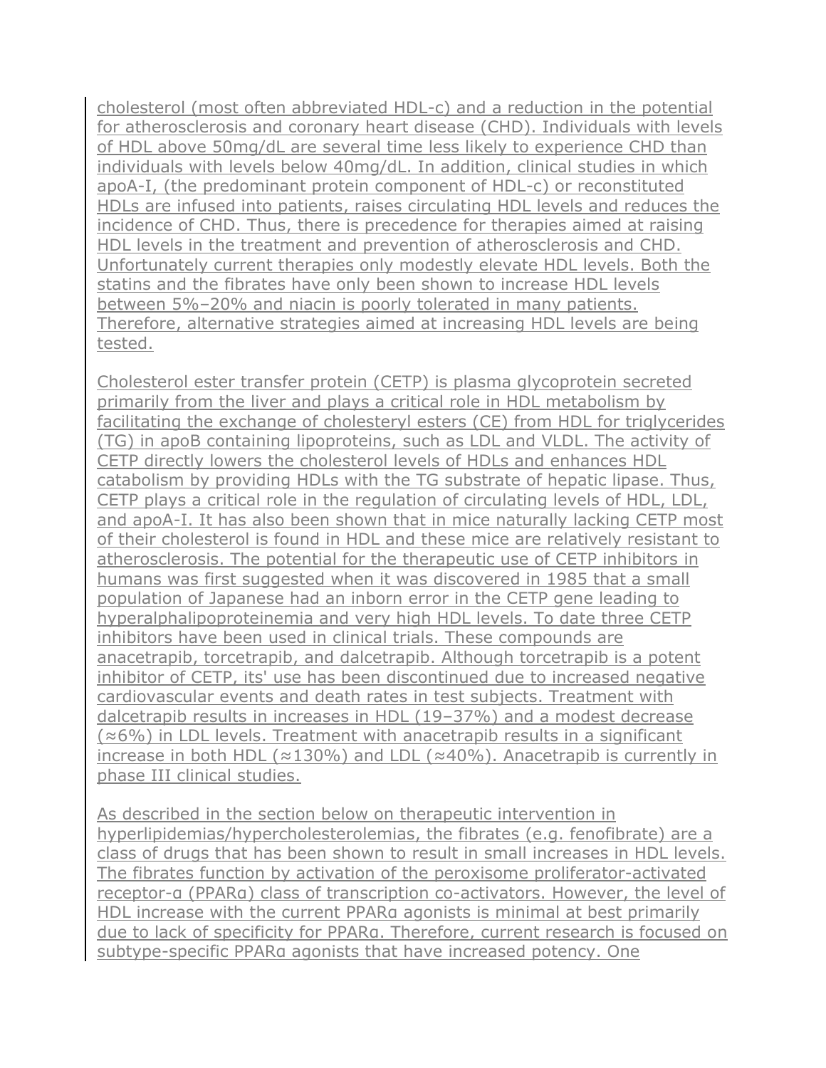cholesterol (most often abbreviated HDL-c) and a reduction in the potential for atherosclerosis and coronary heart disease (CHD). Individuals with levels of HDL above 50mg/dL are several time less likely to experience CHD than individuals with levels below 40mg/dL. In addition, clinical studies in which apoA-I, (the predominant protein component of HDL-c) or reconstituted HDLs are infused into patients, raises circulating HDL levels and reduces the incidence of CHD. Thus, there is precedence for therapies aimed at raising HDL levels in the treatment and prevention of atherosclerosis and CHD. Unfortunately current therapies only modestly elevate HDL levels. Both the statins and the fibrates have only been shown to increase HDL levels between 5%–20% and niacin is poorly tolerated in many patients. Therefore, alternative strategies aimed at increasing HDL levels are being tested.

Cholesterol ester transfer protein (CETP) is plasma glycoprotein secreted primarily from the liver and plays a critical role in HDL metabolism by facilitating the exchange of cholesteryl esters (CE) from HDL for triglycerides (TG) in apoB containing lipoproteins, such as LDL and VLDL. The activity of CETP directly lowers the cholesterol levels of HDLs and enhances HDL catabolism by providing HDLs with the TG substrate of hepatic lipase. Thus, CETP plays a critical role in the regulation of circulating levels of HDL, LDL, and apoA-I. It has also been shown that in mice naturally lacking CETP most of their cholesterol is found in HDL and these mice are relatively resistant to atherosclerosis. The potential for the therapeutic use of CETP inhibitors in humans was first suggested when it was discovered in 1985 that a small population of Japanese had an inborn error in the CETP gene leading to hyperalphalipoproteinemia and very high HDL levels. To date three CETP inhibitors have been used in clinical trials. These compounds are anacetrapib, torcetrapib, and dalcetrapib. Although torcetrapib is a potent inhibitor of CETP, its' use has been discontinued due to increased negative cardiovascular events and death rates in test subjects. Treatment with dalcetrapib results in increases in HDL (19–37%) and a modest decrease (≈6%) in LDL levels. Treatment with anacetrapib results in a significant increase in both HDL (≈130%) and LDL (≈40%). Anacetrapib is currently in phase III clinical studies.

As described in the section below on therapeutic intervention in hyperlipidemias/hypercholesterolemias, the fibrates (e.g. fenofibrate) are a class of drugs that has been shown to result in small increases in HDL levels. The fibrates function by activation of the peroxisome proliferator-activated receptor-α (PPARα) class of transcription co-activators. However, the level of HDL increase with the current PPARα agonists is minimal at best primarily due to lack of specificity for PPARα. Therefore, current research is focused on subtype-specific PPARα agonists that have increased potency. One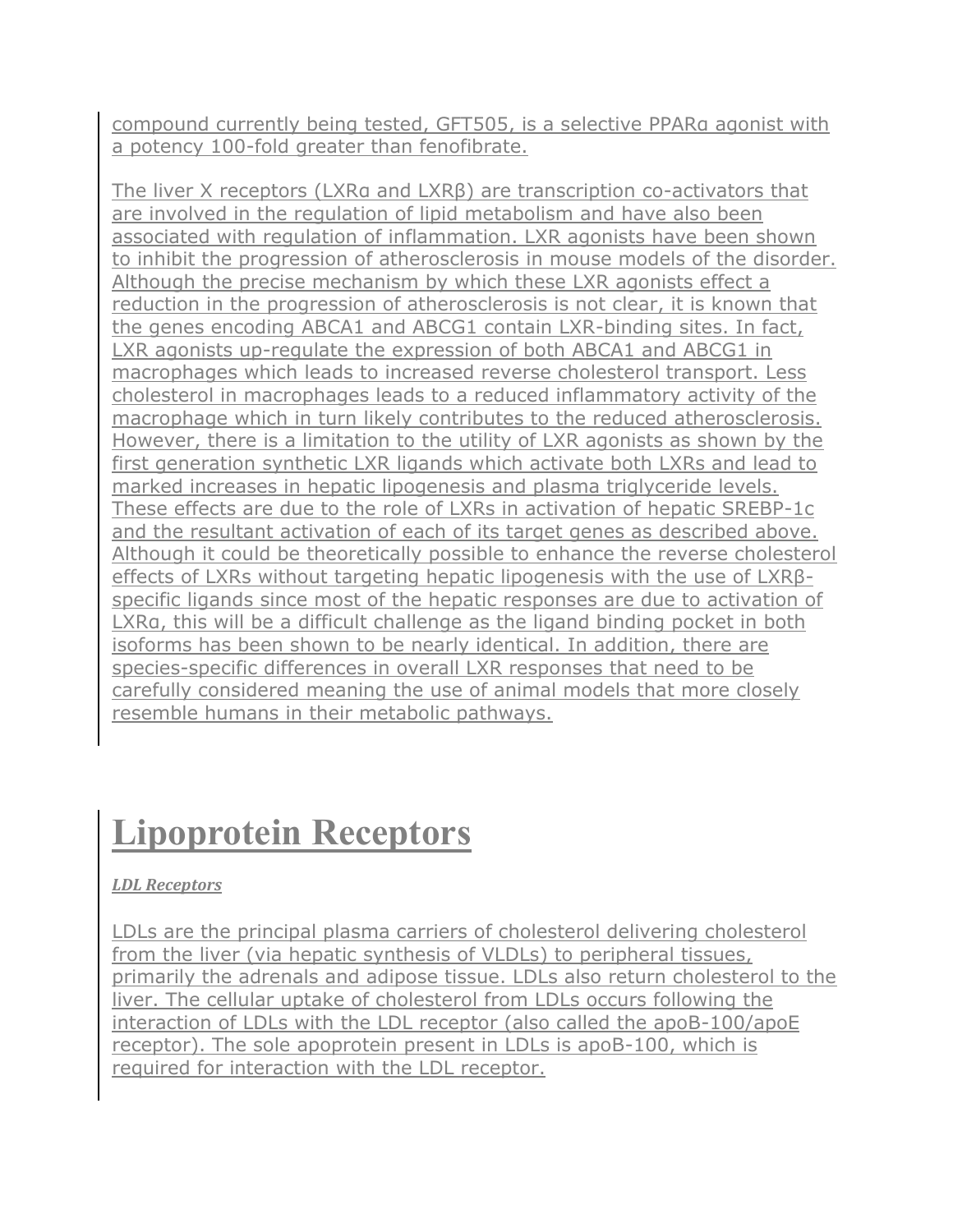compound currently being tested, GFT505, is a selective PPARα agonist with a potency 100-fold greater than fenofibrate.

The liver X receptors (LXRα and LXRβ) are transcription co-activators that are involved in the regulation of lipid metabolism and have also been associated with regulation of inflammation. LXR agonists have been shown to inhibit the progression of atherosclerosis in mouse models of the disorder. Although the precise mechanism by which these LXR agonists effect a reduction in the progression of atherosclerosis is not clear, it is known that the genes encoding ABCA1 and ABCG1 contain LXR-binding sites. In fact, LXR agonists up-regulate the expression of both ABCA1 and ABCG1 in macrophages which leads to increased reverse cholesterol transport. Less cholesterol in macrophages leads to a reduced inflammatory activity of the macrophage which in turn likely contributes to the reduced atherosclerosis. However, there is a limitation to the utility of LXR agonists as shown by the first generation synthetic LXR ligands which activate both LXRs and lead to marked increases in hepatic lipogenesis and plasma triglyceride levels. These effects are due to the role of LXRs in activation of hepatic SREBP-1c and the resultant activation of each of its target genes as described above. Although it could be theoretically possible to enhance the reverse cholesterol effects of LXRs without targeting hepatic lipogenesis with the use of LXRβ-specific ligands since most of the hepatic responses are due to activation of LXRα, this will be a difficult challenge as the ligand binding pocket in both isoforms has been shown to be nearly identical. In addition, there are species-specific differences in overall LXR responses that need to be carefully considered meaning the use of animal models that more closely resemble humans in their metabolic pathways.

# Lipoprotein Receptors

***LDL Receptors***

LDLs are the principal plasma carriers of cholesterol delivering cholesterol from the liver (via hepatic synthesis of VLDLs) to peripheral tissues, primarily the adrenals and adipose tissue. LDLs also return cholesterol to the liver. The cellular uptake of cholesterol from LDLs occurs following the interaction of LDLs with the LDL receptor (also called the apoB-100/apoE receptor). The sole apoprotein present in LDLs is apoB-100, which is required for interaction with the LDL receptor.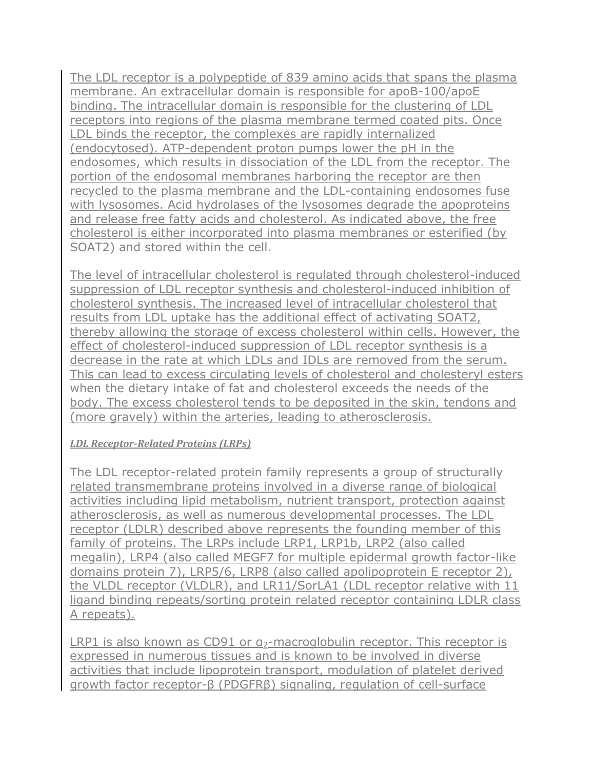The LDL receptor is a polypeptide of 839 amino acids that spans the plasma membrane. An extracellular domain is responsible for apoB-100/apoE binding. The intracellular domain is responsible for the clustering of LDL receptors into regions of the plasma membrane termed coated pits. Once LDL binds the receptor, the complexes are rapidly internalized (endocytosed). ATP-dependent proton pumps lower the pH in the endosomes, which results in dissociation of the LDL from the receptor. The portion of the endosomal membranes harboring the receptor are then recycled to the plasma membrane and the LDL-containing endosomes fuse with lysosomes. Acid hydrolases of the lysosomes degrade the apoproteins and release free fatty acids and cholesterol. As indicated above, the free cholesterol is either incorporated into plasma membranes or esterified (by SOAT2) and stored within the cell.

The level of intracellular cholesterol is regulated through cholesterol-induced suppression of LDL receptor synthesis and cholesterol-induced inhibition of cholesterol synthesis. The increased level of intracellular cholesterol that results from LDL uptake has the additional effect of activating SOAT2, thereby allowing the storage of excess cholesterol within cells. However, the effect of cholesterol-induced suppression of LDL receptor synthesis is a decrease in the rate at which LDLs and IDLs are removed from the serum. This can lead to excess circulating levels of cholesterol and cholesteryl esters when the dietary intake of fat and cholesterol exceeds the needs of the body. The excess cholesterol tends to be deposited in the skin, tendons and (more gravely) within the arteries, leading to atherosclerosis.

***LDL Receptor-Related Proteins (LRPs)***

The LDL receptor-related protein family represents a group of structurally related transmembrane proteins involved in a diverse range of biological activities including lipid metabolism, nutrient transport, protection against atherosclerosis, as well as numerous developmental processes. The LDL receptor (LDLR) described above represents the founding member of this family of proteins. The LRPs include LRP1, LRP1b, LRP2 (also called megalin), LRP4 (also called MEGF7 for multiple epidermal growth factor-like domains protein 7), LRP5/6, LRP8 (also called apolipoprotein E receptor 2), the VLDL receptor (VLDLR), and LR11/SorLA1 (LDL receptor relative with 11 ligand binding repeats/sorting protein related receptor containing LDLR class A repeats).

LRP1 is also known as CD91 or $\alpha_2$-macroglobulin receptor. This receptor is expressed in numerous tissues and is known to be involved in diverse activities that include lipoprotein transport, modulation of platelet derived growth factor receptor-β (PDGFRβ) signaling, regulation of cell-surface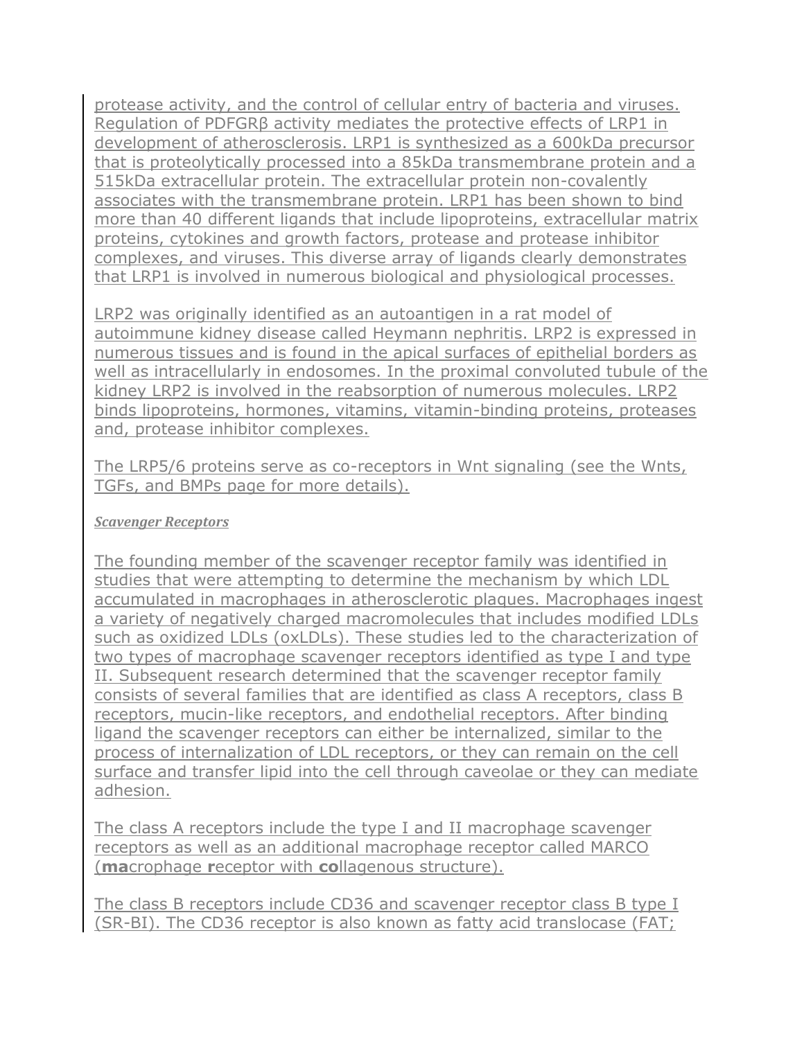protease activity, and the control of cellular entry of bacteria and viruses. Regulation of PDFGRβ activity mediates the protective effects of LRP1 in development of atherosclerosis. LRP1 is synthesized as a 600kDa precursor that is proteolytically processed into a 85kDa transmembrane protein and a 515kDa extracellular protein. The extracellular protein non-covalently associates with the transmembrane protein. LRP1 has been shown to bind more than 40 different ligands that include lipoproteins, extracellular matrix proteins, cytokines and growth factors, protease and protease inhibitor complexes, and viruses. This diverse array of ligands clearly demonstrates that LRP1 is involved in numerous biological and physiological processes.

LRP2 was originally identified as an autoantigen in a rat model of autoimmune kidney disease called Heymann nephritis. LRP2 is expressed in numerous tissues and is found in the apical surfaces of epithelial borders as well as intracellularly in endosomes. In the proximal convoluted tubule of the kidney LRP2 is involved in the reabsorption of numerous molecules. LRP2 binds lipoproteins, hormones, vitamins, vitamin-binding proteins, proteases and, protease inhibitor complexes.

The LRP5/6 proteins serve as co-receptors in Wnt signaling (see the Wnts, TGFs, and BMPs page for more details).

***Scavenger Receptors***

The founding member of the scavenger receptor family was identified in studies that were attempting to determine the mechanism by which LDL accumulated in macrophages in atherosclerotic plaques. Macrophages ingest a variety of negatively charged macromolecules that includes modified LDLs such as oxidized LDLs (oxLDLs). These studies led to the characterization of two types of macrophage scavenger receptors identified as type I and type II. Subsequent research determined that the scavenger receptor family consists of several families that are identified as class A receptors, class B receptors, mucin-like receptors, and endothelial receptors. After binding ligand the scavenger receptors can either be internalized, similar to the process of internalization of LDL receptors, or they can remain on the cell surface and transfer lipid into the cell through caveolae or they can mediate adhesion.

The class A receptors include the type I and II macrophage scavenger receptors as well as an additional macrophage receptor called MARCO (**ma**crophage **r**eceptor with **co**llagenous structure).

The class B receptors include CD36 and scavenger receptor class B type I (SR-BI). The CD36 receptor is also known as fatty acid translocase (FAT;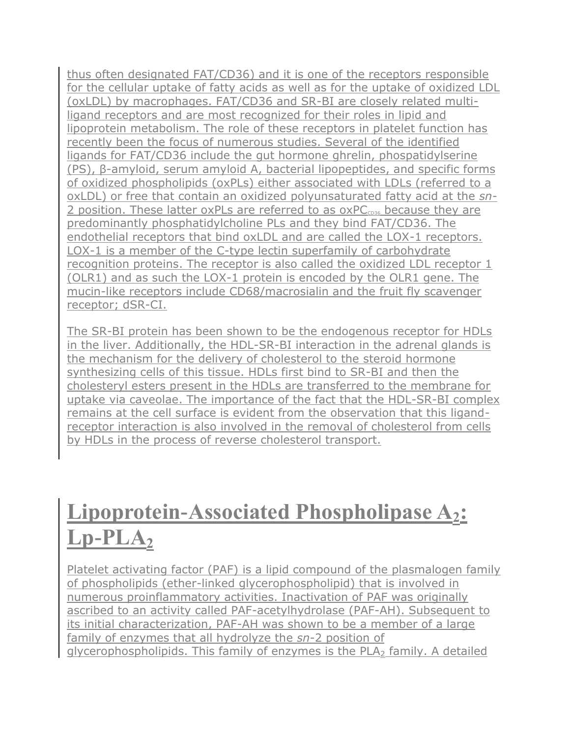thus often designated FAT/CD36) and it is one of the receptors responsible for the cellular uptake of fatty acids as well as for the uptake of oxidized LDL (oxLDL) by macrophages. FAT/CD36 and SR-BI are closely related multi-ligand receptors and are most recognized for their roles in lipid and lipoprotein metabolism. The role of these receptors in platelet function has recently been the focus of numerous studies. Several of the identified ligands for FAT/CD36 include the gut hormone ghrelin, phospatidylserine (PS), β-amyloid, serum amyloid A, bacterial lipopeptides, and specific forms of oxidized phospholipids (oxPLs) either associated with LDLs (referred to a oxLDL) or free that contain an oxidized polyunsaturated fatty acid at the *sn*-2 position. These latter oxPLs are referred to as $oxPC_{CD36}$ because they are predominantly phosphatidylcholine PLs and they bind FAT/CD36. The endothelial receptors that bind oxLDL and are called the LOX-1 receptors. LOX-1 is a member of the C-type lectin superfamily of carbohydrate recognition proteins. The receptor is also called the oxidized LDL receptor 1 (OLR1) and as such the LOX-1 protein is encoded by the OLR1 gene. The mucin-like receptors include CD68/macrosialin and the fruit fly scavenger receptor; dSR-CI.

The SR-BI protein has been shown to be the endogenous receptor for HDLs in the liver. Additionally, the HDL-SR-BI interaction in the adrenal glands is the mechanism for the delivery of cholesterol to the steroid hormone synthesizing cells of this tissue. HDLs first bind to SR-BI and then the cholesteryl esters present in the HDLs are transferred to the membrane for uptake via caveolae. The importance of the fact that the HDL-SR-BI complex remains at the cell surface is evident from the observation that this ligand-receptor interaction is also involved in the removal of cholesterol from cells by HDLs in the process of reverse cholesterol transport.

# Lipoprotein-Associated Phospholipase $A_2$: Lp-$PLA_2$

Platelet activating factor (PAF) is a lipid compound of the plasmalogen family of phospholipids (ether-linked glycerophospholipid) that is involved in numerous proinflammatory activities. Inactivation of PAF was originally ascribed to an activity called PAF-acetylhydrolase (PAF-AH). Subsequent to its initial characterization, PAF-AH was shown to be a member of a large family of enzymes that all hydrolyze the *sn*-2 position of glycerophospholipids. This family of enzymes is the $PLA_2$ family. A detailed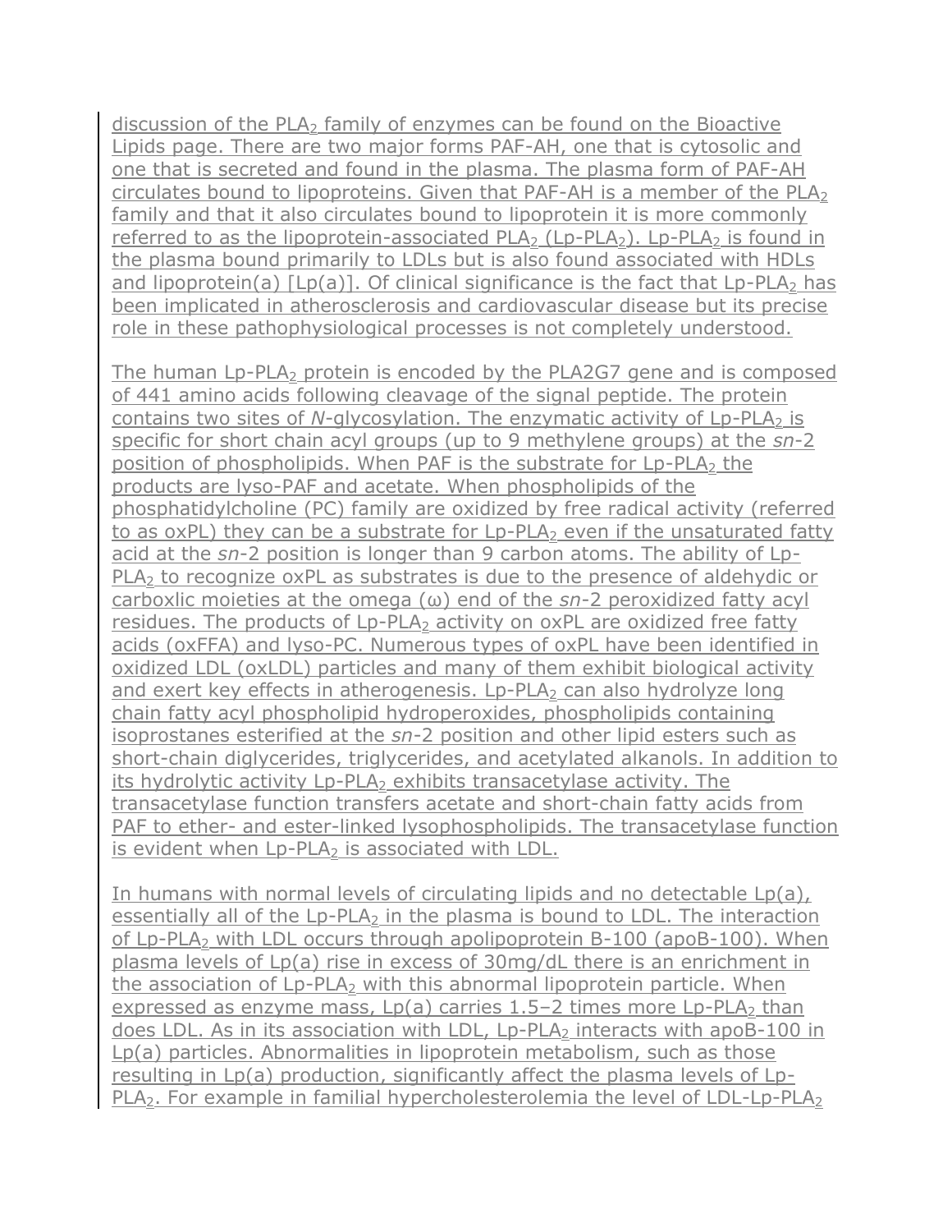discussion of the $PLA_2$ family of enzymes can be found on the Bioactive Lipids page. There are two major forms PAF-AH, one that is cytosolic and one that is secreted and found in the plasma. The plasma form of PAF-AH circulates bound to lipoproteins. Given that PAF-AH is a member of the $PLA_2$ family and that it also circulates bound to lipoprotein it is more commonly referred to as the lipoprotein-associated $PLA_2$ (Lp-$PLA_2$). Lp-$PLA_2$ is found in the plasma bound primarily to LDLs but is also found associated with HDLs and lipoprotein(a) [Lp(a)]. Of clinical significance is the fact that Lp-$PLA_2$ has been implicated in atherosclerosis and cardiovascular disease but its precise role in these pathophysiological processes is not completely understood.

The human Lp-$PLA_2$ protein is encoded by the PLA2G7 gene and is composed of 441 amino acids following cleavage of the signal peptide. The protein contains two sites of *N*-glycosylation. The enzymatic activity of Lp-$PLA_2$ is specific for short chain acyl groups (up to 9 methylene groups) at the *sn*-2 position of phospholipids. When PAF is the substrate for Lp-$PLA_2$ the products are lyso-PAF and acetate. When phospholipids of the phosphatidylcholine (PC) family are oxidized by free radical activity (referred to as oxPL) they can be a substrate for Lp-$PLA_2$ even if the unsaturated fatty acid at the *sn*-2 position is longer than 9 carbon atoms. The ability of Lp-$PLA_2$ to recognize oxPL as substrates is due to the presence of aldehydic or carboxlic moieties at the omega (ω) end of the *sn*-2 peroxidized fatty acyl residues. The products of Lp-$PLA_2$ activity on oxPL are oxidized free fatty acids (oxFFA) and lyso-PC. Numerous types of oxPL have been identified in oxidized LDL (oxLDL) particles and many of them exhibit biological activity and exert key effects in atherogenesis. Lp-$PLA_2$ can also hydrolyze long chain fatty acyl phospholipid hydroperoxides, phospholipids containing isoprostanes esterified at the *sn*-2 position and other lipid esters such as short-chain diglycerides, triglycerides, and acetylated alkanols. In addition to its hydrolytic activity Lp-$PLA_2$ exhibits transacetylase activity. The transacetylase function transfers acetate and short-chain fatty acids from PAF to ether- and ester-linked lysophospholipids. The transacetylase function is evident when Lp-$PLA_2$ is associated with LDL.

In humans with normal levels of circulating lipids and no detectable Lp(a), essentially all of the Lp-$PLA_2$ in the plasma is bound to LDL. The interaction of Lp-$PLA_2$ with LDL occurs through apolipoprotein B-100 (apoB-100). When plasma levels of Lp(a) rise in excess of 30mg/dL there is an enrichment in the association of Lp-$PLA_2$ with this abnormal lipoprotein particle. When expressed as enzyme mass, Lp(a) carries 1.5–2 times more Lp-$PLA_2$ than does LDL. As in its association with LDL, Lp-$PLA_2$ interacts with apoB-100 in Lp(a) particles. Abnormalities in lipoprotein metabolism, such as those resulting in Lp(a) production, significantly affect the plasma levels of Lp-$PLA_2$. For example in familial hypercholesterolemia the level of LDL-Lp-$PLA_2$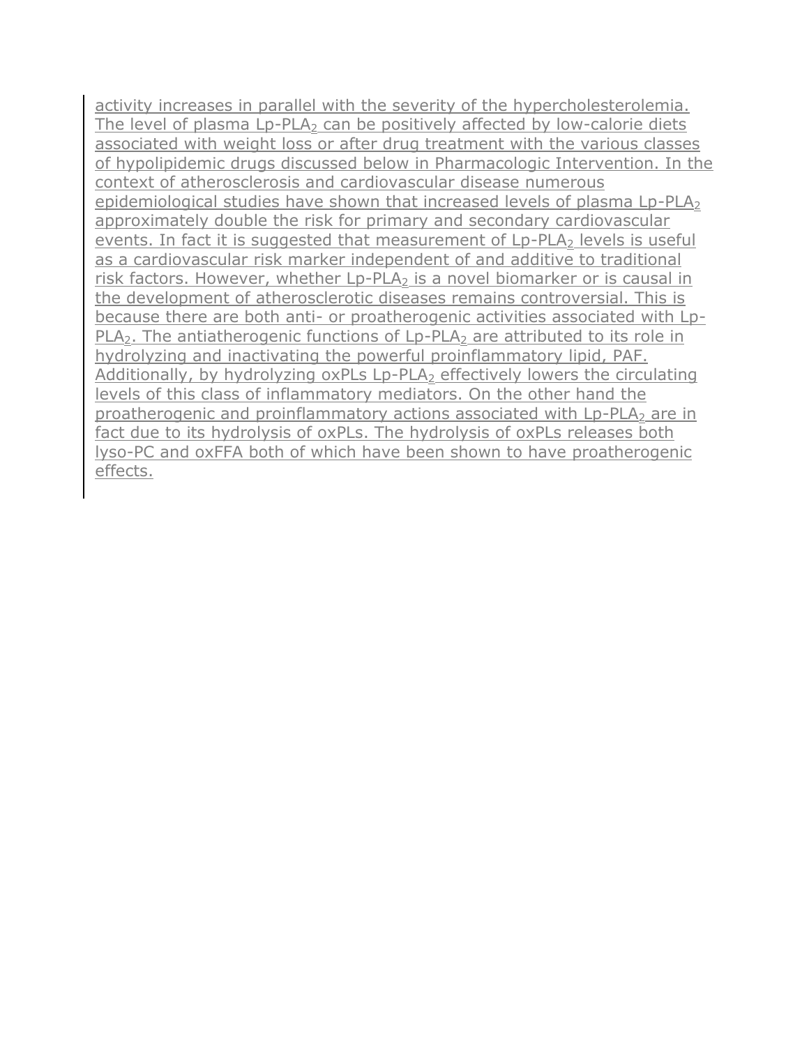activity increases in parallel with the severity of the hypercholesterolemia. The level of plasma Lp-$PLA_2$ can be positively affected by low-calorie diets associated with weight loss or after drug treatment with the various classes of hypolipidemic drugs discussed below in Pharmacologic Intervention. In the context of atherosclerosis and cardiovascular disease numerous epidemiological studies have shown that increased levels of plasma Lp-$PLA_2$ approximately double the risk for primary and secondary cardiovascular events. In fact it is suggested that measurement of Lp-$PLA_2$ levels is useful as a cardiovascular risk marker independent of and additive to traditional risk factors. However, whether Lp-$PLA_2$ is a novel biomarker or is causal in the development of atherosclerotic diseases remains controversial. This is because there are both anti- or proatherogenic activities associated with Lp-$PLA_2$. The antiatherogenic functions of Lp-$PLA_2$ are attributed to its role in hydrolyzing and inactivating the powerful proinflammatory lipid, PAF. Additionally, by hydrolyzing oxPLs Lp-$PLA_2$ effectively lowers the circulating levels of this class of inflammatory mediators. On the other hand the proatherogenic and proinflammatory actions associated with Lp-$PLA_2$ are in fact due to its hydrolysis of oxPLs. The hydrolysis of oxPLs releases both lyso-PC and oxFFA both of which have been shown to have proatherogenic effects.